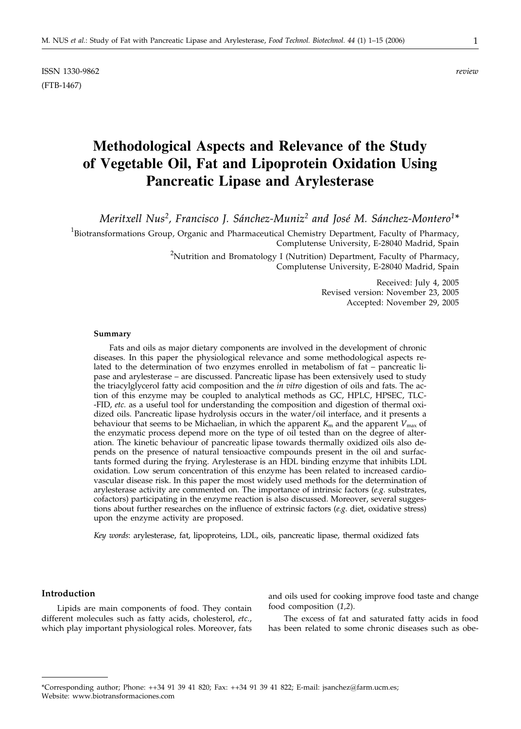ISSN 1330-9862 *review*
(FTB-1467)

# Methodological Aspects and Relevance of the Study of Vegetable Oil, Fat and Lipoprotein Oxidation Using Pancreatic Lipase and Arylesterase

*Meritxell Nus*[2], *Francisco J. Sánchez-Muniz*[2] *and José M. Sánchez-Montero*[1]*

[1]Biotransformations Group, Organic and Pharmaceutical Chemistry Department, Faculty of Pharmacy, Complutense University, E-28040 Madrid, Spain

[2]Nutrition and Bromatology I (Nutrition) Department, Faculty of Pharmacy, Complutense University, E-28040 Madrid, Spain

Received: July 4, 2005
Revised version: November 23, 2005
Accepted: November 29, 2005

### Summary

Fats and oils as major dietary components are involved in the development of chronic diseases. In this paper the physiological relevance and some methodological aspects related to the determination of two enzymes enrolled in metabolism of fat – pancreatic lipase and arylesterase – are discussed. Pancreatic lipase has been extensively used to study the triacylglycerol fatty acid composition and the *in vitro* digestion of oils and fats. The action of this enzyme may be coupled to analytical methods as GC, HPLC, HPSEC, TLC-FID, *etc.* as a useful tool for understanding the composition and digestion of thermal oxidized oils. Pancreatic lipase hydrolysis occurs in the water/oil interface, and it presents a behaviour that seems to be Michaelian, in which the apparent $K_m$ and the apparent $V_{max}$ of the enzymatic process depend more on the type of oil tested than on the degree of alteration. The kinetic behaviour of pancreatic lipase towards thermally oxidized oils also depends on the presence of natural tensioactive compounds present in the oil and surfactants formed during the frying. Arylesterase is an HDL binding enzyme that inhibits LDL oxidation. Low serum concentration of this enzyme has been related to increased cardiovascular disease risk. In this paper the most widely used methods for the determination of arylesterase activity are commented on. The importance of intrinsic factors (*e.g.* substrates, cofactors) participating in the enzyme reaction is also discussed. Moreover, several suggestions about further researches on the influence of extrinsic factors (*e.g.* diet, oxidative stress) upon the enzyme activity are proposed.

*Key words*: arylesterase, fat, lipoproteins, LDL, oils, pancreatic lipase, thermal oxidized fats

## Introduction

Lipids are main components of food. They contain different molecules such as fatty acids, cholesterol, *etc.*, which play important physiological roles. Moreover, fats and oils used for cooking improve food taste and change food composition (*1,2*).

The excess of fat and saturated fatty acids in food has been related to some chronic diseases such as obe-

*Corresponding author; Phone: ++34 91 39 41 820; Fax: ++34 91 39 41 822; E-mail: jsanchez@farm.ucm.es; Website: www.biotransformaciones.com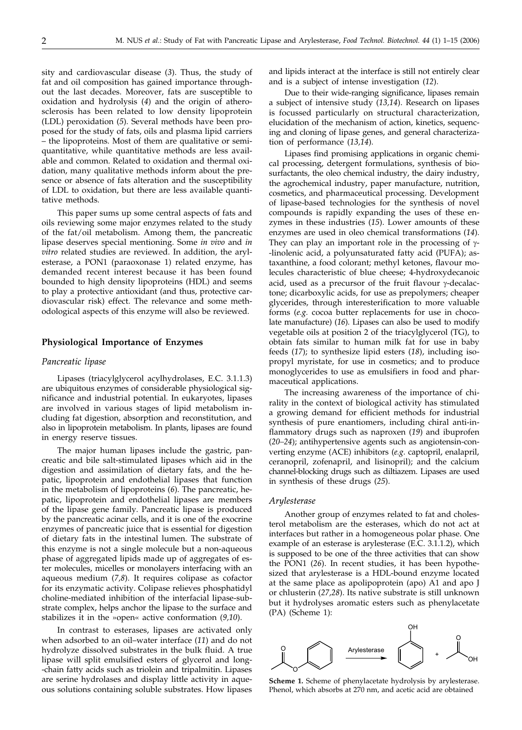sity and cardiovascular disease (*3*). Thus, the study of fat and oil composition has gained importance throughout the last decades. Moreover, fats are susceptible to oxidation and hydrolysis (*4*) and the origin of atherosclerosis has been related to low density lipoprotein (LDL) peroxidation (*5*). Several methods have been proposed for the study of fats, oils and plasma lipid carriers – the lipoproteins. Most of them are qualitative or semiquantitative, while quantitative methods are less available and common. Related to oxidation and thermal oxidation, many qualitative methods inform about the presence or absence of fats alteration and the susceptibility of LDL to oxidation, but there are less available quantitative methods.

This paper sums up some central aspects of fats and oils reviewing some major enzymes related to the study of the fat/oil metabolism. Among them, the pancreatic lipase deserves special mentioning. Some *in vivo* and *in vitro* related studies are reviewed. In addition, the arylesterase, a PON1 (paraoxonase 1) related enzyme, has demanded recent interest because it has been found bounded to high density lipoproteins (HDL) and seems to play a protective antioxidant (and thus, protective cardiovascular risk) effect. The relevance and some methodological aspects of this enzyme will also be reviewed.

## Physiological Importance of Enzymes

### *Pancreatic lipase*

Lipases (triacylglycerol acylhydrolases, E.C. 3.1.1.3) are ubiquitous enzymes of considerable physiological significance and industrial potential. In eukaryotes, lipases are involved in various stages of lipid metabolism including fat digestion, absorption and reconstitution, and also in lipoprotein metabolism. In plants, lipases are found in energy reserve tissues.

The major human lipases include the gastric, pancreatic and bile salt-stimulated lipases which aid in the digestion and assimilation of dietary fats, and the hepatic, lipoprotein and endothelial lipases that function in the metabolism of lipoproteins (*6*). The pancreatic, hepatic, lipoprotein and endothelial lipases are members of the lipase gene family. Pancreatic lipase is produced by the pancreatic acinar cells, and it is one of the exocrine enzymes of pancreatic juice that is essential for digestion of dietary fats in the intestinal lumen. The substrate of this enzyme is not a single molecule but a non-aqueous phase of aggregated lipids made up of aggregates of ester molecules, micelles or monolayers interfacing with an aqueous medium (*7,8*). It requires colipase as cofactor for its enzymatic activity. Colipase relieves phosphatidyl choline-mediated inhibition of the interfacial lipase-substrate complex, helps anchor the lipase to the surface and stabilizes it in the »open« active conformation (*9,10*).

In contrast to esterases, lipases are activated only when adsorbed to an oil–water interface (*11*) and do not hydrolyze dissolved substrates in the bulk fluid. A true lipase will split emulsified esters of glycerol and long-chain fatty acids such as triolein and tripalmitin. Lipases are serine hydrolases and display little activity in aqueous solutions containing soluble substrates. How lipases and lipids interact at the interface is still not entirely clear and is a subject of intense investigation (*12*).

Due to their wide-ranging significance, lipases remain a subject of intensive study (*13,14*). Research on lipases is focussed particularly on structural characterization, elucidation of the mechanism of action, kinetics, sequencing and cloning of lipase genes, and general characterization of performance (*13,14*).

Lipases find promising applications in organic chemical processing, detergent formulations, synthesis of biosurfactants, the oleo chemical industry, the dairy industry, the agrochemical industry, paper manufacture, nutrition, cosmetics, and pharmaceutical processing. Development of lipase-based technologies for the synthesis of novel compounds is rapidly expanding the uses of these enzymes in these industries (*15*). Lower amounts of these enzymes are used in oleo chemical transformations (*14*). They can play an important role in the processing of γ-linolenic acid, a polyunsaturated fatty acid (PUFA); astaxanthine, a food colorant; methyl ketones, flavour molecules characteristic of blue cheese; 4-hydroxydecanoic acid, used as a precursor of the fruit flavour γ-decalactone; dicarboxylic acids, for use as prepolymers; cheaper glycerides, through interesterification to more valuable forms (*e.g.* cocoa butter replacements for use in chocolate manufacture) (*16*). Lipases can also be used to modify vegetable oils at position 2 of the triacylglycerol (TG), to obtain fats similar to human milk fat for use in baby feeds (*17*); to synthesize lipid esters (*18*), including isopropyl myristate, for use in cosmetics; and to produce monoglycerides to use as emulsifiers in food and pharmaceutical applications.

The increasing awareness of the importance of chirality in the context of biological activity has stimulated a growing demand for efficient methods for industrial synthesis of pure enantiomers, including chiral anti-inflammatory drugs such as naproxen (*19*) and ibuprofen (*20–24*); antihypertensive agents such as angiotensin-converting enzyme (ACE) inhibitors (*e.g.* captopril, enalapril, ceranopril, zofenapril, and lisinopril); and the calcium channel-blocking drugs such as diltiazem. Lipases are used in synthesis of these drugs (*25*).

### *Arylesterase*

Another group of enzymes related to fat and cholesterol metabolism are the esterases, which do not act at interfaces but rather in a homogeneous polar phase. One example of an esterase is arylesterase (E.C. 3.1.1.2), which is supposed to be one of the three activities that can show the PON1 (*26*). In recent studies, it has been hypothesized that arylesterase is a HDL-bound enzyme located at the same place as apolipoprotein (apo) A1 and apo J or chlusterin (*27,28*). Its native substrate is still unknown but it hydrolyses aromatic esters such as phenylacetate (PA) (Scheme 1):

**Scheme 1.** Scheme of phenylacetate hydrolysis by arylesterase. Phenol, which absorbs at 270 nm, and acetic acid are obtained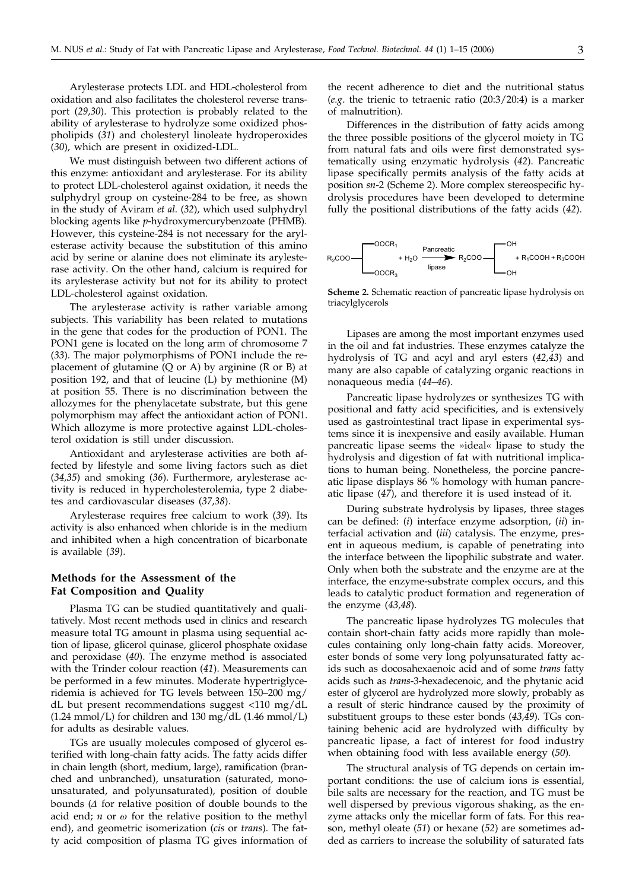Arylesterase protects LDL and HDL-cholesterol from oxidation and also facilitates the cholesterol reverse transport (*29,30*). This protection is probably related to the ability of arylesterase to hydrolyze some oxidized phospholipids (*31*) and cholesteryl linoleate hydroperoxides (*30*), which are present in oxidized-LDL.

We must distinguish between two different actions of this enzyme: antioxidant and arylesterase. For its ability to protect LDL-cholesterol against oxidation, it needs the sulphydryl group on cysteine-284 to be free, as shown in the study of Aviram *et al.* (*32*), which used sulphydryl blocking agents like *p*-hydroxymercurybenzoate (PHMB). However, this cysteine-284 is not necessary for the arylesterase activity because the substitution of this amino acid by serine or alanine does not eliminate its arylesterase activity. On the other hand, calcium is required for its arylesterase activity but not for its ability to protect LDL-cholesterol against oxidation.

The arylesterase activity is rather variable among subjects. This variability has been related to mutations in the gene that codes for the production of PON1. The PON1 gene is located on the long arm of chromosome 7 (*33*). The major polymorphisms of PON1 include the replacement of glutamine (Q or A) by arginine (R or B) at position 192, and that of leucine (L) by methionine (M) at position 55. There is no discrimination between the allozymes for the phenylacetate substrate, but this gene polymorphism may affect the antioxidant action of PON1. Which allozyme is more protective against LDL-cholesterol oxidation is still under discussion.

Antioxidant and arylesterase activities are both affected by lifestyle and some living factors such as diet (*34,35*) and smoking (*36*). Furthermore, arylesterase activity is reduced in hypercholesterolemia, type 2 diabetes and cardiovascular diseases (*37,38*).

Arylesterase requires free calcium to work (*39*). Its activity is also enhanced when chloride is in the medium and inhibited when a high concentration of bicarbonate is available (*39*).

## Methods for the Assessment of the Fat Composition and Quality

Plasma TG can be studied quantitatively and qualitatively. Most recent methods used in clinics and research measure total TG amount in plasma using sequential action of lipase, glicerol quinase, glicerol phosphate oxidase and peroxidase (*40*). The enzyme method is associated with the Trinder colour reaction (*41*). Measurements can be performed in a few minutes. Moderate hypertriglyceridemia is achieved for TG levels between 150–200 mg/dL but present recommendations suggest <110 mg/dL (1.24 mmol/L) for children and 130 mg/dL (1.46 mmol/L) for adults as desirable values.

TGs are usually molecules composed of glycerol esterified with long-chain fatty acids. The fatty acids differ in chain length (short, medium, large), ramification (branched and unbranched), unsaturation (saturated, monounsaturated, and polyunsaturated), position of double bounds ($\Delta$ for relative position of double bounds to the acid end; *n* or $\omega$ for the relative position to the methyl end), and geometric isomerization (*cis* or *trans*). The fatty acid composition of plasma TG gives information of the recent adherence to diet and the nutritional status (*e.g.* the trienic to tetraenic ratio (20:3/20:4) is a marker of malnutrition).

Differences in the distribution of fatty acids among the three possible positions of the glycerol moiety in TG from natural fats and oils were first demonstrated systematically using enzymatic hydrolysis (*42*). Pancreatic lipase specifically permits analysis of the fatty acids at position *sn*-2 (Scheme 2). More complex stereospecific hydrolysis procedures have been developed to determine fully the positional distributions of the fatty acids (*42*).

$$R_2COO\left[\begin{matrix}OOCR_1\\ \\ OOCR_3\end{matrix}\right. + H_2O \xrightarrow[\text{lipase}]{\text{Pancreatic}} R_2COO\left[\begin{matrix}OH\\ \\ OH\end{matrix}\right. + R_1COOH + R_3COOH$$

**Scheme 2.** Schematic reaction of pancreatic lipase hydrolysis on triacylglycerols

Lipases are among the most important enzymes used in the oil and fat industries. These enzymes catalyze the hydrolysis of TG and acyl and aryl esters (*42,43*) and many are also capable of catalyzing organic reactions in nonaqueous media (*44–46*).

Pancreatic lipase hydrolyzes or synthesizes TG with positional and fatty acid specificities, and is extensively used as gastrointestinal tract lipase in experimental systems since it is inexpensive and easily available. Human pancreatic lipase seems the »ideal« lipase to study the hydrolysis and digestion of fat with nutritional implications to human being. Nonetheless, the porcine pancreatic lipase displays 86 % homology with human pancreatic lipase (*47*), and therefore it is used instead of it.

During substrate hydrolysis by lipases, three stages can be defined: (*i*) interface enzyme adsorption, (*ii*) interfacial activation and (*iii*) catalysis. The enzyme, present in aqueous medium, is capable of penetrating into the interface between the lipophilic substrate and water. Only when both the substrate and the enzyme are at the interface, the enzyme-substrate complex occurs, and this leads to catalytic product formation and regeneration of the enzyme (*43,48*).

The pancreatic lipase hydrolyzes TG molecules that contain short-chain fatty acids more rapidly than molecules containing only long-chain fatty acids. Moreover, ester bonds of some very long polyunsaturated fatty acids such as docosahexaenoic acid and of some *trans* fatty acids such as *trans*-3-hexadecenoic, and the phytanic acid ester of glycerol are hydrolyzed more slowly, probably as a result of steric hindrance caused by the proximity of substituent groups to these ester bonds (*43,49*). TGs containing behenic acid are hydrolyzed with difficulty by pancreatic lipase, a fact of interest for food industry when obtaining food with less available energy (*50*).

The structural analysis of TG depends on certain important conditions: the use of calcium ions is essential, bile salts are necessary for the reaction, and TG must be well dispersed by previous vigorous shaking, as the enzyme attacks only the micellar form of fats. For this reason, methyl oleate (*51*) or hexane (*52*) are sometimes added as carriers to increase the solubility of saturated fats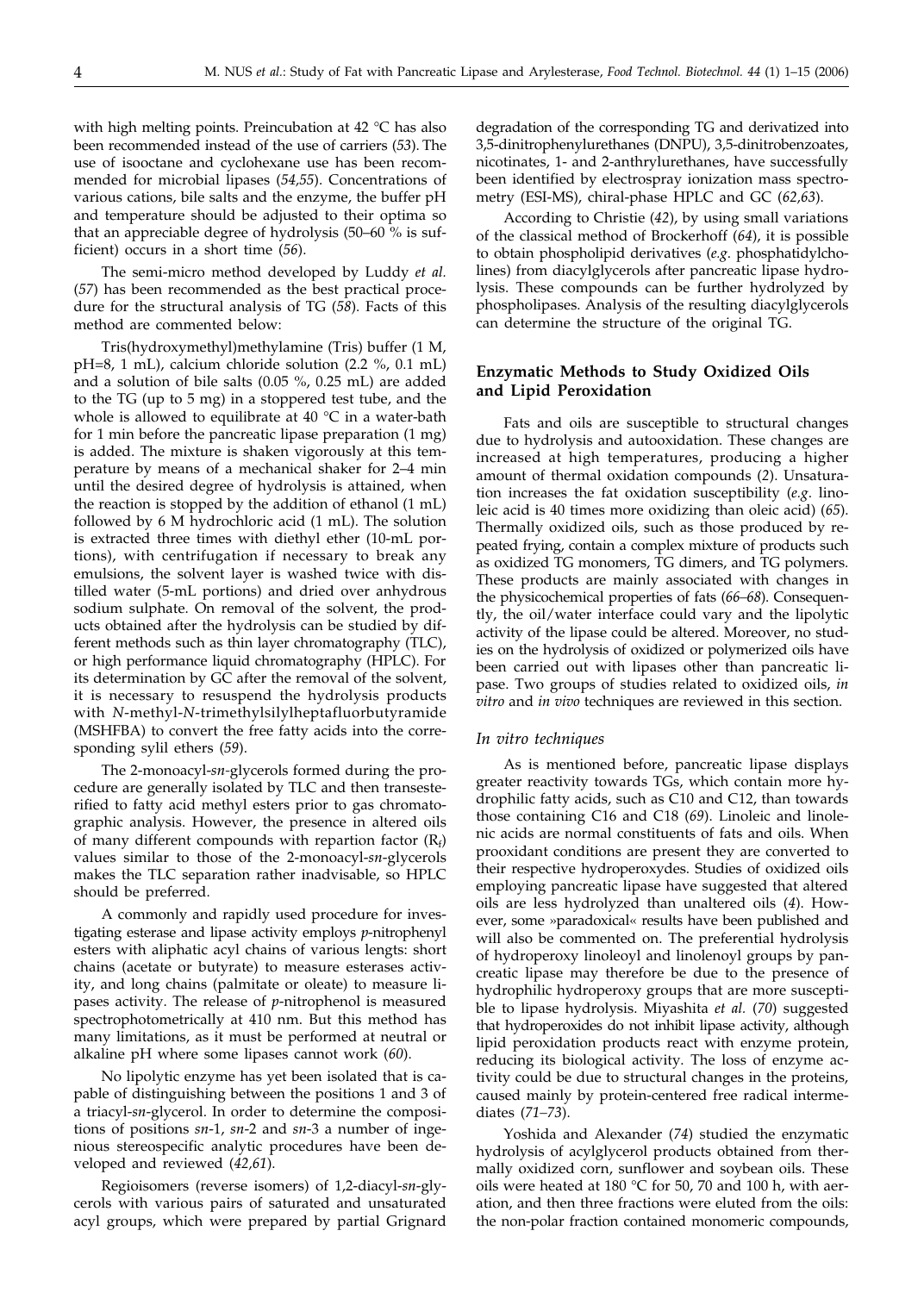with high melting points. Preincubation at 42 °C has also been recommended instead of the use of carriers (*53*). The use of isooctane and cyclohexane use has been recommended for microbial lipases (*54,55*). Concentrations of various cations, bile salts and the enzyme, the buffer pH and temperature should be adjusted to their optima so that an appreciable degree of hydrolysis (50–60 % is sufficient) occurs in a short time (*56*).

The semi-micro method developed by Luddy *et al.* (*57*) has been recommended as the best practical procedure for the structural analysis of TG (*58*). Facts of this method are commented below:

Tris(hydroxymethyl)methylamine (Tris) buffer (1 M, pH=8, 1 mL), calcium chloride solution (2.2 %, 0.1 mL) and a solution of bile salts (0.05 %, 0.25 mL) are added to the TG (up to 5 mg) in a stoppered test tube, and the whole is allowed to equilibrate at 40 °C in a water-bath for 1 min before the pancreatic lipase preparation (1 mg) is added. The mixture is shaken vigorously at this temperature by means of a mechanical shaker for 2–4 min until the desired degree of hydrolysis is attained, when the reaction is stopped by the addition of ethanol (1 mL) followed by 6 M hydrochloric acid (1 mL). The solution is extracted three times with diethyl ether (10-mL portions), with centrifugation if necessary to break any emulsions, the solvent layer is washed twice with distilled water (5-mL portions) and dried over anhydrous sodium sulphate. On removal of the solvent, the products obtained after the hydrolysis can be studied by different methods such as thin layer chromatography (TLC), or high performance liquid chromatography (HPLC). For its determination by GC after the removal of the solvent, it is necessary to resuspend the hydrolysis products with *N*-methyl-*N*-trimethylsilylheptafluorbutyramide (MSHFBA) to convert the free fatty acids into the corresponding sylil ethers (*59*).

The 2-monoacyl-*sn*-glycerols formed during the procedure are generally isolated by TLC and then transesterified to fatty acid methyl esters prior to gas chromatographic analysis. However, the presence in altered oils of many different compounds with repartion factor ($R_f$) values similar to those of the 2-monoacyl-*sn*-glycerols makes the TLC separation rather inadvisable, so HPLC should be preferred.

A commonly and rapidly used procedure for investigating esterase and lipase activity employs *p*-nitrophenyl esters with aliphatic acyl chains of various lengths: short chains (acetate or butyrate) to measure esterases activity, and long chains (palmitate or oleate) to measure lipases activity. The release of *p*-nitrophenol is measured spectrophotometrically at 410 nm. But this method has many limitations, as it must be performed at neutral or alkaline pH where some lipases cannot work (*60*).

No lipolytic enzyme has yet been isolated that is capable of distinguishing between the positions 1 and 3 of a triacyl-*sn*-glycerol. In order to determine the compositions of positions *sn*-1, *sn*-2 and *sn*-3 a number of ingenious stereospecific analytic procedures have been developed and reviewed (*42,61*).

Regioisomers (reverse isomers) of 1,2-diacyl-*sn*-glycerols with various pairs of saturated and unsaturated acyl groups, which were prepared by partial Grignard degradation of the corresponding TG and derivatized into 3,5-dinitrophenylurethanes (DNPU), 3,5-dinitrobenzoates, nicotinates, 1- and 2-anthrylurethanes, have successfully been identified by electrospray ionization mass spectrometry (ESI-MS), chiral-phase HPLC and GC (*62,63*).

According to Christie (*42*), by using small variations of the classical method of Brockerhoff (*64*), it is possible to obtain phospholipid derivatives (*e.g.* phosphatidylcholines) from diacylglycerols after pancreatic lipase hydrolysis. These compounds can be further hydrolyzed by phospholipases. Analysis of the resulting diacylglycerols can determine the structure of the original TG.

## Enzymatic Methods to Study Oxidized Oils and Lipid Peroxidation

Fats and oils are susceptible to structural changes due to hydrolysis and autooxidation. These changes are increased at high temperatures, producing a higher amount of thermal oxidation compounds (*2*). Unsaturation increases the fat oxidation susceptibility (*e.g.* linoleic acid is 40 times more oxidizing than oleic acid) (*65*). Thermally oxidized oils, such as those produced by repeated frying, contain a complex mixture of products such as oxidized TG monomers, TG dimers, and TG polymers. These products are mainly associated with changes in the physicochemical properties of fats (*66–68*). Consequently, the oil/water interface could vary and the lipolytic activity of the lipase could be altered. Moreover, no studies on the hydrolysis of oxidized or polymerized oils have been carried out with lipases other than pancreatic lipase. Two groups of studies related to oxidized oils, *in vitro* and *in vivo* techniques are reviewed in this section.

### *In vitro techniques*

As is mentioned before, pancreatic lipase displays greater reactivity towards TGs, which contain more hydrophilic fatty acids, such as C10 and C12, than towards those containing C16 and C18 (*69*). Linoleic and linolenic acids are normal constituents of fats and oils. When prooxidant conditions are present they are converted to their respective hydroperoxydes. Studies of oxidized oils employing pancreatic lipase have suggested that altered oils are less hydrolyzed than unaltered oils (*4*). However, some »paradoxical« results have been published and will also be commented on. The preferential hydrolysis of hydroperoxy linoleoyl and linolenoyl groups by pancreatic lipase may therefore be due to the presence of hydrophilic hydroperoxy groups that are more susceptible to lipase hydrolysis. Miyashita *et al.* (*70*) suggested that hydroperoxides do not inhibit lipase activity, although lipid peroxidation products react with enzyme protein, reducing its biological activity. The loss of enzyme activity could be due to structural changes in the proteins, caused mainly by protein-centered free radical intermediates (*71–73*).

Yoshida and Alexander (*74*) studied the enzymatic hydrolysis of acylglycerol products obtained from thermally oxidized corn, sunflower and soybean oils. These oils were heated at 180 °C for 50, 70 and 100 h, with aeration, and then three fractions were eluted from the oils: the non-polar fraction contained monomeric compounds,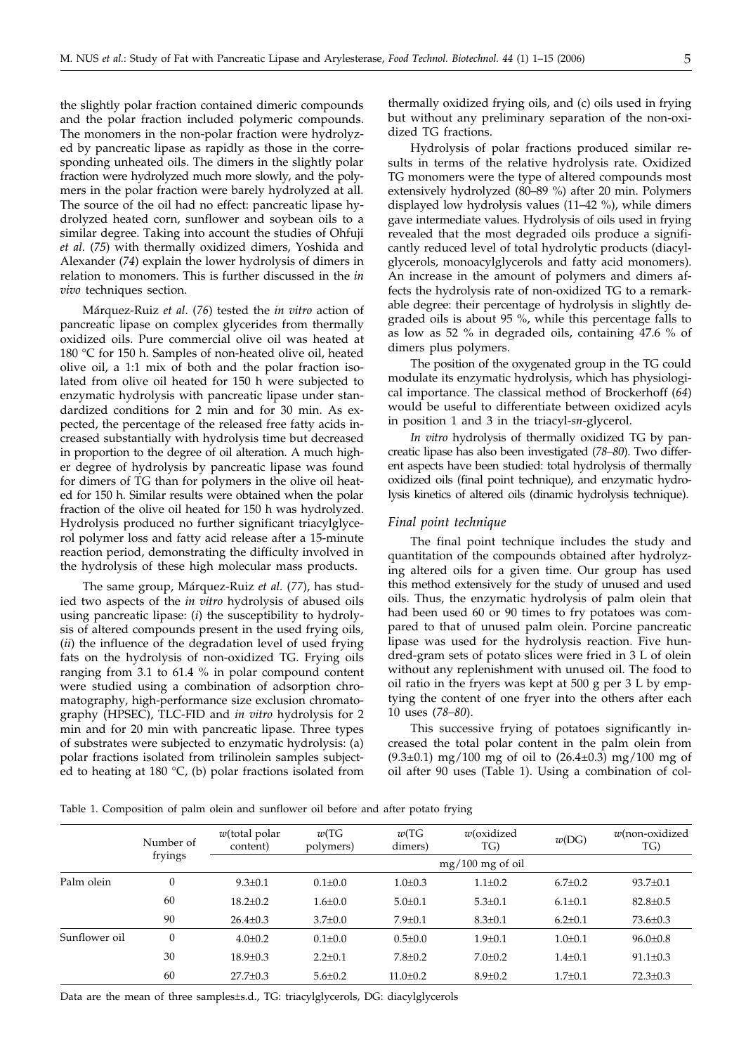the slightly polar fraction contained dimeric compounds and the polar fraction included polymeric compounds. The monomers in the non-polar fraction were hydrolyzed by pancreatic lipase as rapidly as those in the corresponding unheated oils. The dimers in the slightly polar fraction were hydrolyzed much more slowly, and the polymers in the polar fraction were barely hydrolyzed at all. The source of the oil had no effect: pancreatic lipase hydrolyzed heated corn, sunflower and soybean oils to a similar degree. Taking into account the studies of Ohfuji *et al.* (*75*) with thermally oxidized dimers, Yoshida and Alexander (*74*) explain the lower hydrolysis of dimers in relation to monomers. This is further discussed in the *in vivo* techniques section.

Márquez-Ruiz *et al*. (*76*) tested the *in vitro* action of pancreatic lipase on complex glycerides from thermally oxidized oils. Pure commercial olive oil was heated at 180 °C for 150 h. Samples of non-heated olive oil, heated olive oil, a 1:1 mix of both and the polar fraction isolated from olive oil heated for 150 h were subjected to enzymatic hydrolysis with pancreatic lipase under standardized conditions for 2 min and for 30 min. As expected, the percentage of the released free fatty acids increased substantially with hydrolysis time but decreased in proportion to the degree of oil alteration. A much higher degree of hydrolysis by pancreatic lipase was found for dimers of TG than for polymers in the olive oil heated for 150 h. Similar results were obtained when the polar fraction of the olive oil heated for 150 h was hydrolyzed. Hydrolysis produced no further significant triacylglycerol polymer loss and fatty acid release after a 15-minute reaction period, demonstrating the difficulty involved in the hydrolysis of these high molecular mass products.

The same group, Márquez-Ruiz *et al.* (*77*), has studied two aspects of the *in vitro* hydrolysis of abused oils using pancreatic lipase: (*i*) the susceptibility to hydrolysis of altered compounds present in the used frying oils, (*ii*) the influence of the degradation level of used frying fats on the hydrolysis of non-oxidized TG. Frying oils ranging from 3.1 to 61.4 % in polar compound content were studied using a combination of adsorption chromatography, high-performance size exclusion chromatography (HPSEC), TLC-FID and *in vitro* hydrolysis for 2 min and for 20 min with pancreatic lipase. Three types of substrates were subjected to enzymatic hydrolysis: (a) polar fractions isolated from trilinolein samples subjected to heating at 180 °C, (b) polar fractions isolated from thermally oxidized frying oils, and (c) oils used in frying but without any preliminary separation of the non-oxidized TG fractions.

Hydrolysis of polar fractions produced similar results in terms of the relative hydrolysis rate. Oxidized TG monomers were the type of altered compounds most extensively hydrolyzed (80–89 %) after 20 min. Polymers displayed low hydrolysis values (11–42 %), while dimers gave intermediate values. Hydrolysis of oils used in frying revealed that the most degraded oils produce a significantly reduced level of total hydrolytic products (diacylglycerols, monoacylglycerols and fatty acid monomers). An increase in the amount of polymers and dimers affects the hydrolysis rate of non-oxidized TG to a remarkable degree: their percentage of hydrolysis in slightly degraded oils is about 95 %, while this percentage falls to as low as 52 % in degraded oils, containing 47.6 % of dimers plus polymers.

The position of the oxygenated group in the TG could modulate its enzymatic hydrolysis, which has physiological importance. The classical method of Brockerhoff (*64*) would be useful to differentiate between oxidized acyls in position 1 and 3 in the triacyl-*sn*-glycerol.

*In vitro* hydrolysis of thermally oxidized TG by pancreatic lipase has also been investigated (*78–80*). Two different aspects have been studied: total hydrolysis of thermally oxidized oils (final point technique), and enzymatic hydrolysis kinetics of altered oils (dinamic hydrolysis technique).

### *Final point technique*

The final point technique includes the study and quantitation of the compounds obtained after hydrolyzing altered oils for a given time. Our group has used this method extensively for the study of unused and used oils. Thus, the enzymatic hydrolysis of palm olein that had been used 60 or 90 times to fry potatoes was compared to that of unused palm olein. Porcine pancreatic lipase was used for the hydrolysis reaction. Five hundred-gram sets of potato slices were fried in 3 L of olein without any replenishment with unused oil. The food to oil ratio in the fryers was kept at 500 g per 3 L by emptying the content of one fryer into the others after each 10 uses (*78–80*).

This successive frying of potatoes significantly increased the total polar content in the palm olein from (9.3±0.1) mg/100 mg of oil to (26.4±0.3) mg/100 mg of oil after 90 uses (Table 1). Using a combination of col-

Table 1. Composition of palm olein and sunflower oil before and after potato frying

| | Number of fryings | *w*(total polar content) | *w*(TG polymers) | *w*(TG dimers) | *w*(oxidized TG) | *w*(DG) | *w*(non-oxidized TG) |
|---|---|---|---|---|---|---|---|
| | | mg/100 mg of oil | | | | | |
| Palm olein | 0 | 9.3±0.1 | 0.1±0.0 | 1.0±0.3 | 1.1±0.2 | 6.7±0.2 | 93.7±0.1 |
| | 60 | 18.2±0.2 | 1.6±0.0 | 5.0±0.1 | 5.3±0.1 | 6.1±0.1 | 82.8±0.5 |
| | 90 | 26.4±0.3 | 3.7±0.0 | 7.9±0.1 | 8.3±0.1 | 6.2±0.1 | 73.6±0.3 |
| Sunflower oil | 0 | 4.0±0.2 | 0.1±0.0 | 0.5±0.0 | 1.9±0.1 | 1.0±0.1 | 96.0±0.8 |
| | 30 | 18.9±0.3 | 2.2±0.1 | 7.8±0.2 | 7.0±0.2 | 1.4±0.1 | 91.1±0.3 |
| | 60 | 27.7±0.3 | 5.6±0.2 | 11.0±0.2 | 8.9±0.2 | 1.7±0.1 | 72.3±0.3 |

Data are the mean of three samples±s.d., TG: triacylglycerols, DG: diacylglycerols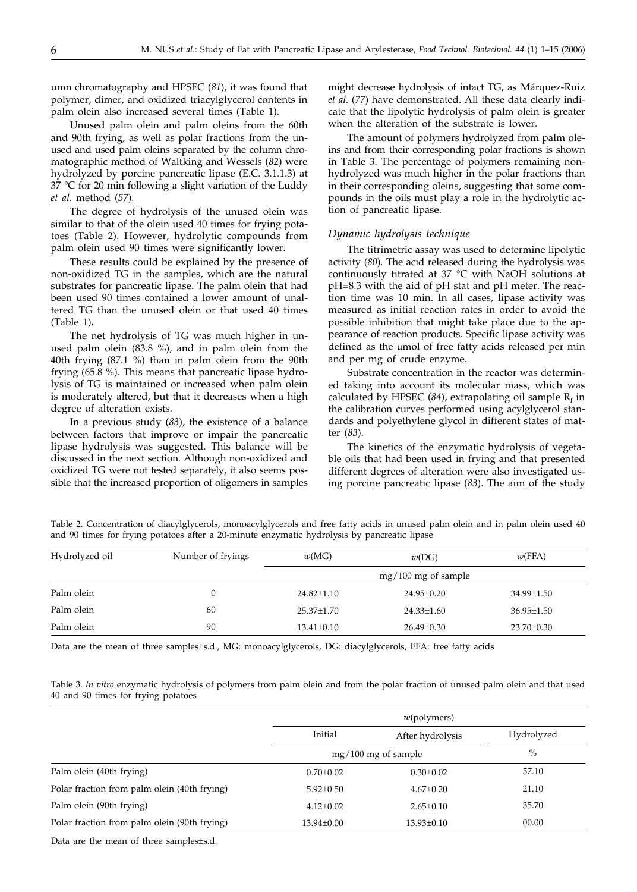umn chromatography and HPSEC (*81*), it was found that polymer, dimer, and oxidized triacylglycerol contents in palm olein also increased several times (Table 1).

Unused palm olein and palm oleins from the 60th and 90th frying, as well as polar fractions from the unused and used palm oleins separated by the column chromatographic method of Waltking and Wessels (*82*) were hydrolyzed by porcine pancreatic lipase (E.C. 3.1.1.3) at 37 °C for 20 min following a slight variation of the Luddy *et al.* method (*57*).

The degree of hydrolysis of the unused olein was similar to that of the olein used 40 times for frying potatoes (Table 2). However, hydrolytic compounds from palm olein used 90 times were significantly lower.

These results could be explained by the presence of non-oxidized TG in the samples, which are the natural substrates for pancreatic lipase. The palm olein that had been used 90 times contained a lower amount of unaltered TG than the unused olein or that used 40 times (Table 1).

The net hydrolysis of TG was much higher in unused palm olein (83.8 %), and in palm olein from the 40th frying (87.1 %) than in palm olein from the 90th frying (65.8 %). This means that pancreatic lipase hydrolysis of TG is maintained or increased when palm olein is moderately altered, but that it decreases when a high degree of alteration exists.

In a previous study (*83*), the existence of a balance between factors that improve or impair the pancreatic lipase hydrolysis was suggested. This balance will be discussed in the next section. Although non-oxidized and oxidized TG were not tested separately, it also seems possible that the increased proportion of oligomers in samples might decrease hydrolysis of intact TG, as Márquez-Ruiz *et al.* (*77*) have demonstrated. All these data clearly indicate that the lipolytic hydrolysis of palm olein is greater when the alteration of the substrate is lower.

The amount of polymers hydrolyzed from palm oleins and from their corresponding polar fractions is shown in Table 3. The percentage of polymers remaining non-hydrolyzed was much higher in the polar fractions than in their corresponding oleins, suggesting that some compounds in the oils must play a role in the hydrolytic action of pancreatic lipase.

### *Dynamic hydrolysis technique*

The titrimetric assay was used to determine lipolytic activity (*80*). The acid released during the hydrolysis was continuously titrated at 37 °C with NaOH solutions at pH=8.3 with the aid of pH stat and pH meter. The reaction time was 10 min. In all cases, lipase activity was measured as initial reaction rates in order to avoid the possible inhibition that might take place due to the appearance of reaction products. Specific lipase activity was defined as the μmol of free fatty acids released per min and per mg of crude enzyme.

Substrate concentration in the reactor was determined taking into account its molecular mass, which was calculated by HPSEC (*84*), extrapolating oil sample $R_f$ in the calibration curves performed using acylglycerol standards and polyethylene glycol in different states of matter (*83*).

The kinetics of the enzymatic hydrolysis of vegetable oils that had been used in frying and that presented different degrees of alteration were also investigated using porcine pancreatic lipase (*83*). The aim of the study

Table 2. Concentration of diacylglycerols, monoacylglycerols and free fatty acids in unused palm olein and in palm olein used 40 and 90 times for frying potatoes after a 20-minute enzymatic hydrolysis by pancreatic lipase

| Hydrolyzed oil | Number of fryings | $w$(MG) | $w$(DG) | $w$(FFA) |
|---|---|---|---|---|
| | | mg/100 mg of sample | | |
| Palm olein | 0 | 24.82±1.10 | 24.95±0.20 | 34.99±1.50 |
| Palm olein | 60 | 25.37±1.70 | 24.33±1.60 | 36.95±1.50 |
| Palm olein | 90 | 13.41±0.10 | 26.49±0.30 | 23.70±0.30 |

Data are the mean of three samples±s.d., MG: monoacylglycerols, DG: diacylglycerols, FFA: free fatty acids

Table 3. *In vitro* enzymatic hydrolysis of polymers from palm olein and from the polar fraction of unused palm olein and that used 40 and 90 times for frying potatoes

| | $w$(polymers) | | |
|---|---|---|---|
| | Initial | After hydrolysis | Hydrolyzed |
| | mg/100 mg of sample | | % |
| Palm olein (40th frying) | 0.70±0.02 | 0.30±0.02 | 57.10 |
| Polar fraction from palm olein (40th frying) | 5.92±0.50 | 4.67±0.20 | 21.10 |
| Palm olein (90th frying) | 4.12±0.02 | 2.65±0.10 | 35.70 |
| Polar fraction from palm olein (90th frying) | 13.94±0.00 | 13.93±0.10 | 00.00 |

Data are the mean of three samples±s.d.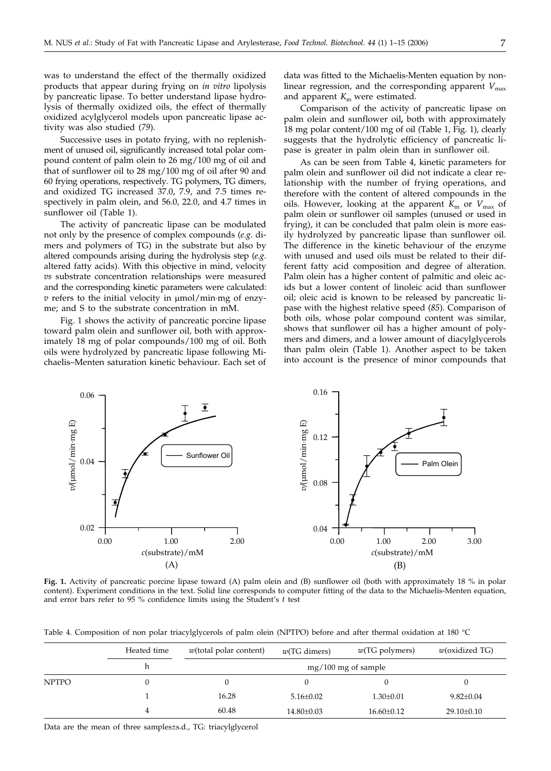was to understand the effect of the thermally oxidized products that appear during frying on *in vitro* lipolysis by pancreatic lipase. To better understand lipase hydrolysis of thermally oxidized oils, the effect of thermally oxidized acylglycerol models upon pancreatic lipase activity was also studied (*79*).

Successive uses in potato frying, with no replenishment of unused oil, significantly increased total polar compound content of palm olein to 26 mg/100 mg of oil and that of sunflower oil to 28 mg/100 mg of oil after 90 and 60 frying operations, respectively. TG polymers, TG dimers, and oxidized TG increased 37.0, 7.9, and 7.5 times respectively in palm olein, and 56.0, 22.0, and 4.7 times in sunflower oil (Table 1).

The activity of pancreatic lipase can be modulated not only by the presence of complex compounds (*e.g.* dimers and polymers of TG) in the substrate but also by altered compounds arising during the hydrolysis step (*e.g.* altered fatty acids). With this objective in mind, velocity *vs* substrate concentration relationships were measured and the corresponding kinetic parameters were calculated: $v$ refers to the initial velocity in μmol/min·mg of enzyme; and S to the substrate concentration in mM.

Fig. 1 shows the activity of pancreatic porcine lipase toward palm olein and sunflower oil, both with approximately 18 mg of polar compounds/100 mg of oil. Both oils were hydrolyzed by pancreatic lipase following Michaelis–Menten saturation kinetic behaviour. Each set of data was fitted to the Michaelis-Menten equation by non-linear regression, and the corresponding apparent $V_{max}$ and apparent $K_m$ were estimated.

Comparison of the activity of pancreatic lipase on palm olein and sunflower oil, both with approximately 18 mg polar content/100 mg of oil (Table 1, Fig. 1), clearly suggests that the hydrolytic efficiency of pancreatic lipase is greater in palm olein than in sunflower oil.

As can be seen from Table 4, kinetic parameters for palm olein and sunflower oil did not indicate a clear relationship with the number of frying operations, and therefore with the content of altered compounds in the oils. However, looking at the apparent $K_m$ or $V_{max}$ of palm olein or sunflower oil samples (unused or used in frying), it can be concluded that palm olein is more easily hydrolyzed by pancreatic lipase than sunflower oil. The difference in the kinetic behaviour of the enzyme with unused and used oils must be related to their different fatty acid composition and degree of alteration. Palm olein has a higher content of palmitic and oleic acids but a lower content of linoleic acid than sunflower oil; oleic acid is known to be released by pancreatic lipase with the highest relative speed (*85*). Comparison of both oils, whose polar compound content was similar, shows that sunflower oil has a higher amount of polymers and dimers, and a lower amount of diacylglycerols than palm olein (Table 1). Another aspect to be taken into account is the presence of minor compounds that

**Fig. 1.** Activity of pancreatic porcine lipase toward (A) palm olein and (B) sunflower oil (both with approximately 18 % in polar content). Experiment conditions in the text. Solid line corresponds to computer fitting of the data to the Michaelis-Menten equation, and error bars refer to 95 % confidence limits using the Student's *t* test

Table 4. Composition of non polar triacylglycerols of palm olein (NPTPO) before and after thermal oxidation at 180 °C

| | Heated time | $w$(total polar content) | $w$(TG dimers) | $w$(TG polymers) | $w$(oxidized TG) |
|---|---|---|---|---|---|
| | h | mg/100 mg of sample | | | |
| NPTPO | 0 | 0 | 0 | 0 | 0 |
| | 1 | 16.28 | 5.16±0.02 | 1.30±0.01 | 9.82±0.04 |
| | 4 | 60.48 | 14.80±0.03 | 16.60±0.12 | 29.10±0.10 |

Data are the mean of three samples±s.d., TG: triacylglycerol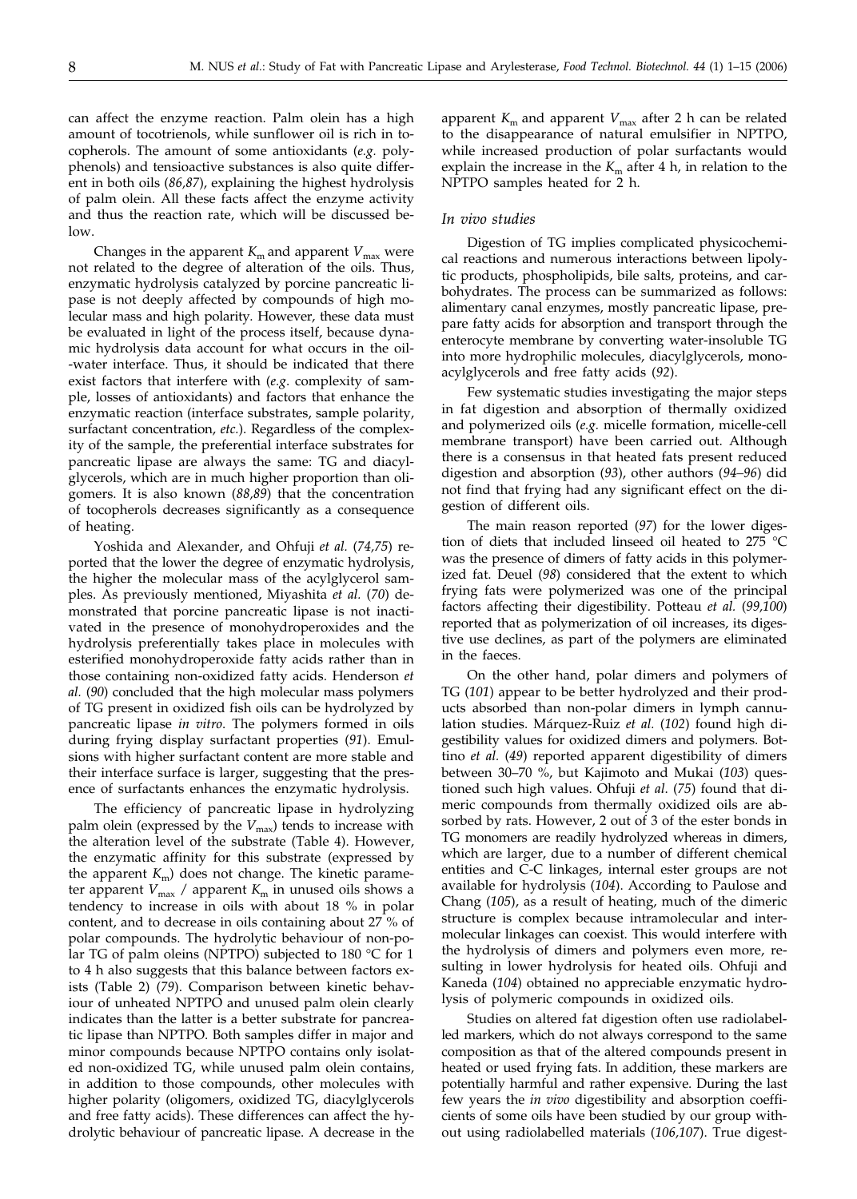can affect the enzyme reaction. Palm olein has a high amount of tocotrienols, while sunflower oil is rich in tocopherols. The amount of some antioxidants (*e.g.* polyphenols) and tensioactive substances is also quite different in both oils (*86,87*), explaining the highest hydrolysis of palm olein. All these facts affect the enzyme activity and thus the reaction rate, which will be discussed below.

Changes in the apparent $K_m$ and apparent $V_{max}$ were not related to the degree of alteration of the oils. Thus, enzymatic hydrolysis catalyzed by porcine pancreatic lipase is not deeply affected by compounds of high molecular mass and high polarity. However, these data must be evaluated in light of the process itself, because dynamic hydrolysis data account for what occurs in the oil-water interface. Thus, it should be indicated that there exist factors that interfere with (*e.g.* complexity of sample, losses of antioxidants) and factors that enhance the enzymatic reaction (interface substrates, sample polarity, surfactant concentration, *etc.*). Regardless of the complexity of the sample, the preferential interface substrates for pancreatic lipase are always the same: TG and diacylglycerols, which are in much higher proportion than oligomers. It is also known (*88,89*) that the concentration of tocopherols decreases significantly as a consequence of heating.

Yoshida and Alexander, and Ohfuji *et al.* (*74,75*) reported that the lower the degree of enzymatic hydrolysis, the higher the molecular mass of the acylglycerol samples. As previously mentioned, Miyashita *et al.* (*70*) demonstrated that porcine pancreatic lipase is not inactivated in the presence of monohydroperoxides and the hydrolysis preferentially takes place in molecules with esterified monohydroperoxide fatty acids rather than in those containing non-oxidized fatty acids. Henderson *et al.* (*90*) concluded that the high molecular mass polymers of TG present in oxidized fish oils can be hydrolyzed by pancreatic lipase *in vitro*. The polymers formed in oils during frying display surfactant properties (*91*). Emulsions with higher surfactant content are more stable and their interface surface is larger, suggesting that the presence of surfactants enhances the enzymatic hydrolysis.

The efficiency of pancreatic lipase in hydrolyzing palm olein (expressed by the $V_{max}$) tends to increase with the alteration level of the substrate (Table 4). However, the enzymatic affinity for this substrate (expressed by the apparent $K_m$) does not change. The kinetic parameter apparent $V_{max}$ / apparent $K_m$ in unused oils shows a tendency to increase in oils with about 18 % in polar content, and to decrease in oils containing about 27 % of polar compounds. The hydrolytic behaviour of non-polar TG of palm oleins (NPTPO) subjected to 180 °C for 1 to 4 h also suggests that this balance between factors exists (Table 2) (*79*). Comparison between kinetic behaviour of unheated NPTPO and unused palm olein clearly indicates than the latter is a better substrate for pancreatic lipase than NPTPO. Both samples differ in major and minor compounds because NPTPO contains only isolated non-oxidized TG, while unused palm olein contains, in addition to those compounds, other molecules with higher polarity (oligomers, oxidized TG, diacylglycerols and free fatty acids). These differences can affect the hydrolytic behaviour of pancreatic lipase. A decrease in the apparent $K_m$ and apparent $V_{max}$ after 2 h can be related to the disappearance of natural emulsifier in NPTPO, while increased production of polar surfactants would explain the increase in the $K_m$ after 4 h, in relation to the NPTPO samples heated for 2 h.

### *In vivo studies*

Digestion of TG implies complicated physicochemical reactions and numerous interactions between lipolytic products, phospholipids, bile salts, proteins, and carbohydrates. The process can be summarized as follows: alimentary canal enzymes, mostly pancreatic lipase, prepare fatty acids for absorption and transport through the enterocyte membrane by converting water-insoluble TG into more hydrophilic molecules, diacylglycerols, monoacylglycerols and free fatty acids (*92*).

Few systematic studies investigating the major steps in fat digestion and absorption of thermally oxidized and polymerized oils (*e.g.* micelle formation, micelle-cell membrane transport) have been carried out. Although there is a consensus in that heated fats present reduced digestion and absorption (*93*), other authors (*94–96*) did not find that frying had any significant effect on the digestion of different oils.

The main reason reported (*97*) for the lower digestion of diets that included linseed oil heated to 275 °C was the presence of dimers of fatty acids in this polymerized fat. Deuel (*98*) considered that the extent to which frying fats were polymerized was one of the principal factors affecting their digestibility. Potteau *et al.* (*99,100*) reported that as polymerization of oil increases, its digestive use declines, as part of the polymers are eliminated in the faeces.

On the other hand, polar dimers and polymers of TG (*101*) appear to be better hydrolyzed and their products absorbed than non-polar dimers in lymph cannulation studies. Márquez-Ruiz *et al.* (*102*) found high digestibility values for oxidized dimers and polymers. Bottino *et al.* (*49*) reported apparent digestibility of dimers between 30–70 %, but Kajimoto and Mukai (*103*) questioned such high values. Ohfuji *et al.* (*75*) found that dimeric compounds from thermally oxidized oils are absorbed by rats. However, 2 out of 3 of the ester bonds in TG monomers are readily hydrolyzed whereas in dimers, which are larger, due to a number of different chemical entities and C-C linkages, internal ester groups are not available for hydrolysis (*104*). According to Paulose and Chang (*105*), as a result of heating, much of the dimeric structure is complex because intramolecular and intermolecular linkages can coexist. This would interfere with the hydrolysis of dimers and polymers even more, resulting in lower hydrolysis for heated oils. Ohfuji and Kaneda (*104*) obtained no appreciable enzymatic hydrolysis of polymeric compounds in oxidized oils.

Studies on altered fat digestion often use radiolabelled markers, which do not always correspond to the same composition as that of the altered compounds present in heated or used frying fats. In addition, these markers are potentially harmful and rather expensive. During the last few years the *in vivo* digestibility and absorption coefficients of some oils have been studied by our group without using radiolabelled materials (*106,107*). True digest-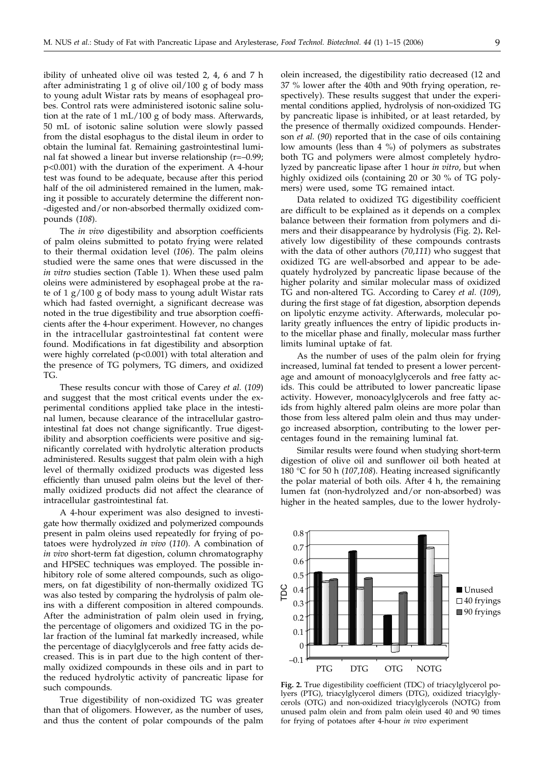ibility of unheated olive oil was tested 2, 4, 6 and 7 h after administrating 1 g of olive oil/100 g of body mass to young adult Wistar rats by means of esophageal probes. Control rats were administered isotonic saline solution at the rate of 1 mL/100 g of body mass. Afterwards, 50 mL of isotonic saline solution were slowly passed from the distal esophagus to the distal ileum in order to obtain the luminal fat. Remaining gastrointestinal luminal fat showed a linear but inverse relationship ($r=-0.99$; $p<0.001$) with the duration of the experiment. A 4-hour test was found to be adequate, because after this period half of the oil administered remained in the lumen, making it possible to accurately determine the different non-digested and/or non-absorbed thermally oxidized compounds (*108*).

The *in vivo* digestibility and absorption coefficients of palm oleins submitted to potato frying were related to their thermal oxidation level (*106*). The palm oleins studied were the same ones that were discussed in the *in vitro* studies section (Table 1). When these used palm oleins were administered by esophageal probe at the rate of 1 g/100 g of body mass to young adult Wistar rats which had fasted overnight, a significant decrease was noted in the true digestibility and true absorption coefficients after the 4-hour experiment. However, no changes in the intracellular gastrointestinal fat content were found. Modifications in fat digestibility and absorption were highly correlated ($p<0.001$) with total alteration and the presence of TG polymers, TG dimers, and oxidized TG.

These results concur with those of Carey *et al.* (*109*) and suggest that the most critical events under the experimental conditions applied take place in the intestinal lumen, because clearance of the intracellular gastrointestinal fat does not change significantly. True digestibility and absorption coefficients were positive and significantly correlated with hydrolytic alteration products administered. Results suggest that palm olein with a high level of thermally oxidized products was digested less efficiently than unused palm oleins but the level of thermally oxidized products did not affect the clearance of intracellular gastrointestinal fat.

A 4-hour experiment was also designed to investigate how thermally oxidized and polymerized compounds present in palm oleins used repeatedly for frying of potatoes were hydrolyzed *in vivo* (*110*). A combination of *in vivo* short-term fat digestion, column chromatography and HPSEC techniques was employed. The possible inhibitory role of some altered compounds, such as oligomers, on fat digestibility of non-thermally oxidized TG was also tested by comparing the hydrolysis of palm oleins with a different composition in altered compounds. After the administration of palm olein used in frying, the percentage of oligomers and oxidized TG in the polar fraction of the luminal fat markedly increased, while the percentage of diacylglycerols and free fatty acids decreased. This is in part due to the high content of thermally oxidized compounds in these oils and in part to the reduced hydrolytic activity of pancreatic lipase for such compounds.

True digestibility of non-oxidized TG was greater than that of oligomers. However, as the number of uses, and thus the content of polar compounds of the palm olein increased, the digestibility ratio decreased (12 and 37 % lower after the 40th and 90th frying operation, respectively). These results suggest that under the experimental conditions applied, hydrolysis of non-oxidized TG by pancreatic lipase is inhibited, or at least retarded, by the presence of thermally oxidized compounds. Henderson *et al.* (*90*) reported that in the case of oils containing low amounts (less than 4 %) of polymers as substrates both TG and polymers were almost completely hydrolyzed by pancreatic lipase after 1 hour *in vitro*, but when highly oxidized oils (containing 20 or 30 % of TG polymers) were used, some TG remained intact.

Data related to oxidized TG digestibility coefficient are difficult to be explained as it depends on a complex balance between their formation from polymers and dimers and their disappearance by hydrolysis (Fig. 2). Relatively low digestibility of these compounds contrasts with the data of other authors (*70,111*) who suggest that oxidized TG are well-absorbed and appear to be adequately hydrolyzed by pancreatic lipase because of the higher polarity and similar molecular mass of oxidized TG and non-altered TG. According to Carey *et al.* (*109*), during the first stage of fat digestion, absorption depends on lipolytic enzyme activity. Afterwards, molecular polarity greatly influences the entry of lipidic products into the micellar phase and finally, molecular mass further limits luminal uptake of fat.

As the number of uses of the palm olein for frying increased, luminal fat tended to present a lower percentage and amount of monoacylglycerols and free fatty acids. This could be attributed to lower pancreatic lipase activity. However, monoacylglycerols and free fatty acids from highly altered palm oleins are more polar than those from less altered palm olein and thus may undergo increased absorption, contributing to the lower percentages found in the remaining luminal fat.

Similar results were found when studying short-term digestion of olive oil and sunflower oil both heated at 180 °C for 50 h (*107,108*). Heating increased significantly the polar material of both oils. After 4 h, the remaining lumen fat (non-hydrolyzed and/or non-absorbed) was higher in the heated samples, due to the lower hydroly-

**Fig. 2.** True digestibility coefficient (TDC) of triacylglycerol polyers (PTG), triacylglycerol dimers (DTG), oxidized triacylglycerols (OTG) and non-oxidized triacylglycerols (NOTG) from unused palm olein and from palm olein used 40 and 90 times for frying of potatoes after 4-hour *in vivo* experiment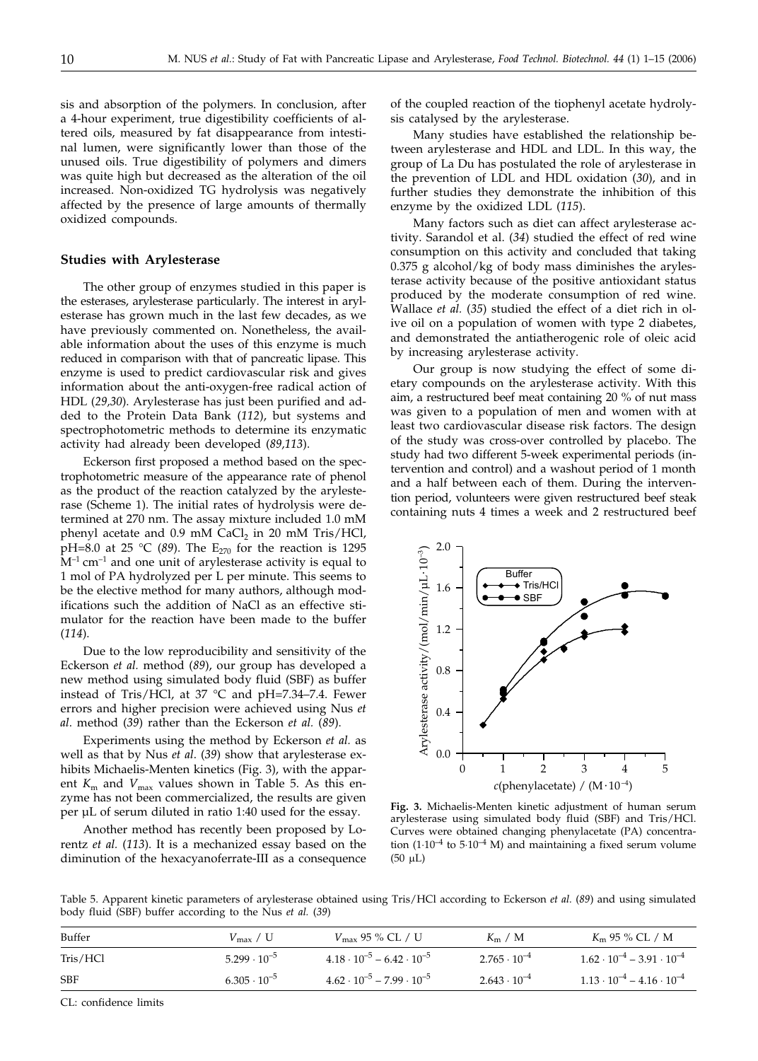sis and absorption of the polymers. In conclusion, after a 4-hour experiment, true digestibility coefficients of altered oils, measured by fat disappearance from intestinal lumen, were significantly lower than those of the unused oils. True digestibility of polymers and dimers was quite high but decreased as the alteration of the oil increased. Non-oxidized TG hydrolysis was negatively affected by the presence of large amounts of thermally oxidized compounds.

## Studies with Arylesterase

The other group of enzymes studied in this paper is the esterases, arylesterase particularly. The interest in arylesterase has grown much in the last few decades, as we have previously commented on. Nonetheless, the available information about the uses of this enzyme is much reduced in comparison with that of pancreatic lipase. This enzyme is used to predict cardiovascular risk and gives information about the anti-oxygen-free radical action of HDL (*29*,*30*). Arylesterase has just been purified and added to the Protein Data Bank (*112*), but systems and spectrophotometric methods to determine its enzymatic activity had already been developed (*89*,*113*).

Eckerson first proposed a method based on the spectrophotometric measure of the appearance rate of phenol as the product of the reaction catalyzed by the arylesterase (Scheme 1). The initial rates of hydrolysis were determined at 270 nm. The assay mixture included 1.0 mM phenyl acetate and 0.9 mM $CaCl_2$ in 20 mM Tris/HCl, pH=8.0 at 25 °C (*89*). The $E_{270}$ for the reaction is 1295 $M^{-1}\,cm^{-1}$ and one unit of arylesterase activity is equal to 1 mol of PA hydrolyzed per L per minute. This seems to be the elective method for many authors, although modifications such the addition of NaCl as an effective stimulator for the reaction have been made to the buffer (*114*).

Due to the low reproducibility and sensitivity of the Eckerson *et al.* method (*89*), our group has developed a new method using simulated body fluid (SBF) as buffer instead of Tris/HCl, at 37 °C and pH=7.34–7.4. Fewer errors and higher precision were achieved using Nus *et al*. method (*39*) rather than the Eckerson *et al.* (*89*).

Experiments using the method by Eckerson *et al.* as well as that by Nus *et al*. (*39*) show that arylesterase exhibits Michaelis-Menten kinetics (Fig. 3), with the apparent $K_m$ and $V_{max}$ values shown in Table 5. As this enzyme has not been commercialized, the results are given per µL of serum diluted in ratio 1:40 used for the essay.

Another method has recently been proposed by Lorentz *et al.* (*113*). It is a mechanized essay based on the diminution of the hexacyanoferrate-III as a consequence of the coupled reaction of the tiophenyl acetate hydrolysis catalysed by the arylesterase.

Many studies have established the relationship between arylesterase and HDL and LDL. In this way, the group of La Du has postulated the role of arylesterase in the prevention of LDL and HDL oxidation (*30*), and in further studies they demonstrate the inhibition of this enzyme by the oxidized LDL (*115*).

Many factors such as diet can affect arylesterase activity. Sarandol et al. (*34*) studied the effect of red wine consumption on this activity and concluded that taking 0.375 g alcohol/kg of body mass diminishes the arylesterase activity because of the positive antioxidant status produced by the moderate consumption of red wine. Wallace *et al.* (*35*) studied the effect of a diet rich in olive oil on a population of women with type 2 diabetes, and demonstrated the antiatherogenic role of oleic acid by increasing arylesterase activity.

Our group is now studying the effect of some dietary compounds on the arylesterase activity. With this aim, a restructured beef meat containing 20 % of nut mass was given to a population of men and women with at least two cardiovascular disease risk factors. The design of the study was cross-over controlled by placebo. The study had two different 5-week experimental periods (intervention and control) and a washout period of 1 month and a half between each of them. During the intervention period, volunteers were given restructured beef steak containing nuts 4 times a week and 2 restructured beef

**Fig. 3.** Michaelis-Menten kinetic adjustment of human serum arylesterase using simulated body fluid (SBF) and Tris/HCl. Curves were obtained changing phenylacetate (PA) concentration ($1\cdot10^{-4}$ to $5\cdot10^{-4}$ M) and maintaining a fixed serum volume (50 µL)

Table 5. Apparent kinetic parameters of arylesterase obtained using Tris/HCl according to Eckerson *et al.* (*89*) and using simulated body fluid (SBF) buffer according to the Nus *et al.* (*39*)

| Buffer | $V_{max}$ / U | $V_{max}$ 95 % CL / U | $K_m$ / M | $K_m$ 95 % CL / M |
|---|---|---|---|---|
| Tris/HCl | $5.299\cdot10^{-5}$ | $4.18\cdot10^{-5} - 6.42\cdot10^{-5}$ | $2.765\cdot10^{-4}$ | $1.62\cdot10^{-4} - 3.91\cdot10^{-4}$ |
| SBF | $6.305\cdot10^{-5}$ | $4.62\cdot10^{-5} - 7.99\cdot10^{-5}$ | $2.643\cdot10^{-4}$ | $1.13\cdot10^{-4} - 4.16\cdot10^{-4}$ |

CL: confidence limits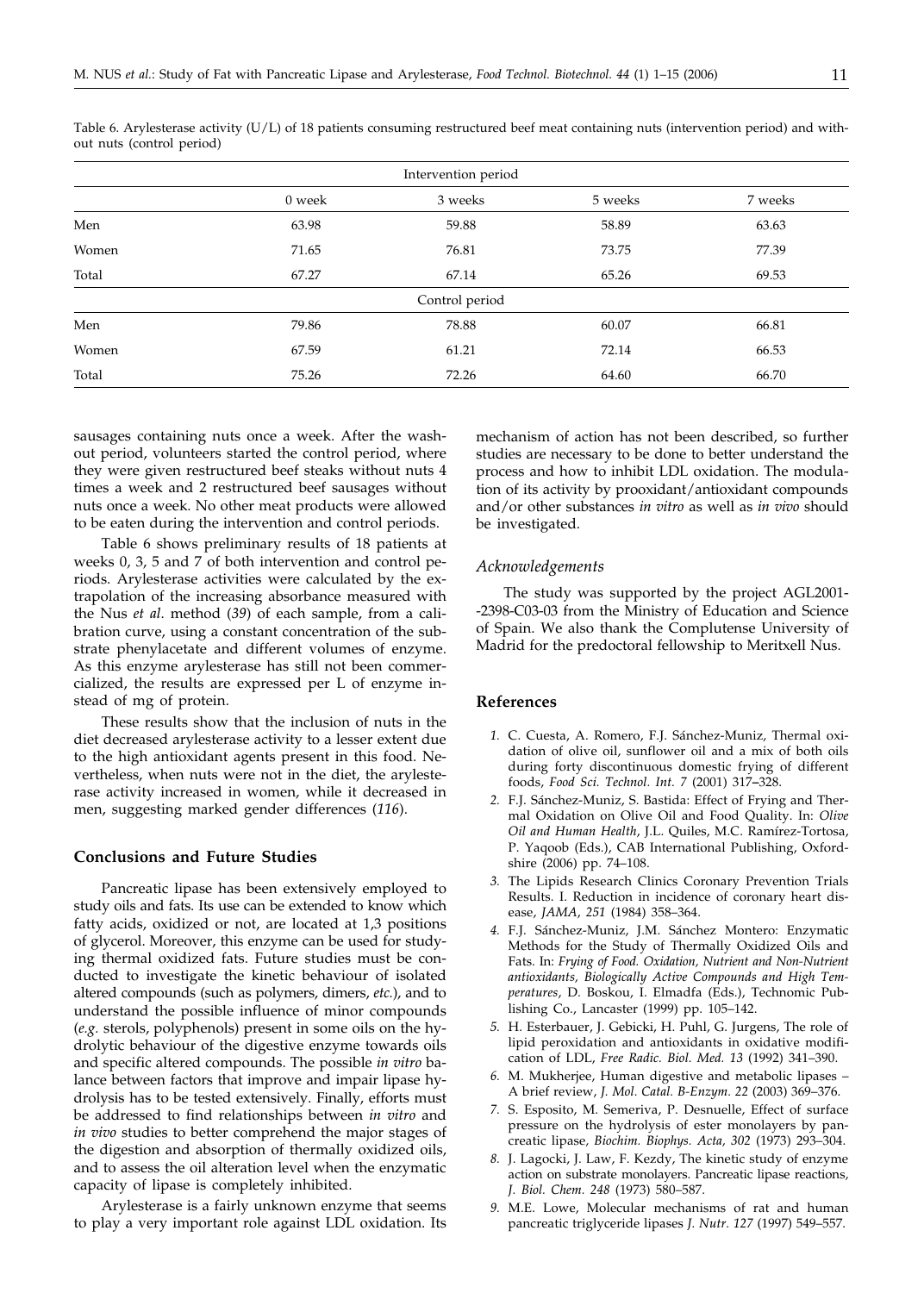Table 6. Arylesterase activity (U/L) of 18 patients consuming restructured beef meat containing nuts (intervention period) and without nuts (control period)

| | Intervention period | | | |
|---|---|---|---|---|
| | 0 week | 3 weeks | 5 weeks | 7 weeks |
| Men | 63.98 | 59.88 | 58.89 | 63.63 |
| Women | 71.65 | 76.81 | 73.75 | 77.39 |
| Total | 67.27 | 67.14 | 65.26 | 69.53 |
| | Control period | | | |
| Men | 79.86 | 78.88 | 60.07 | 66.81 |
| Women | 67.59 | 61.21 | 72.14 | 66.53 |
| Total | 75.26 | 72.26 | 64.60 | 66.70 |

sausages containing nuts once a week. After the washout period, volunteers started the control period, where they were given restructured beef steaks without nuts 4 times a week and 2 restructured beef sausages without nuts once a week. No other meat products were allowed to be eaten during the intervention and control periods.

Table 6 shows preliminary results of 18 patients at weeks 0, 3, 5 and 7 of both intervention and control periods. Arylesterase activities were calculated by the extrapolation of the increasing absorbance measured with the Nus *et al*. method (*39*) of each sample, from a calibration curve, using a constant concentration of the substrate phenylacetate and different volumes of enzyme. As this enzyme arylesterase has still not been commercialized, the results are expressed per L of enzyme instead of mg of protein.

These results show that the inclusion of nuts in the diet decreased arylesterase activity to a lesser extent due to the high antioxidant agents present in this food. Nevertheless, when nuts were not in the diet, the arylesterase activity increased in women, while it decreased in men, suggesting marked gender differences (*116*).

## Conclusions and Future Studies

Pancreatic lipase has been extensively employed to study oils and fats. Its use can be extended to know which fatty acids, oxidized or not, are located at 1,3 positions of glycerol. Moreover, this enzyme can be used for studying thermal oxidized fats. Future studies must be conducted to investigate the kinetic behaviour of isolated altered compounds (such as polymers, dimers, *etc.*), and to understand the possible influence of minor compounds (*e.g.* sterols, polyphenols) present in some oils on the hydrolytic behaviour of the digestive enzyme towards oils and specific altered compounds. The possible *in vitro* balance between factors that improve and impair lipase hydrolysis has to be tested extensively. Finally, efforts must be addressed to find relationships between *in vitro* and *in vivo* studies to better comprehend the major stages of the digestion and absorption of thermally oxidized oils, and to assess the oil alteration level when the enzymatic capacity of lipase is completely inhibited.

Arylesterase is a fairly unknown enzyme that seems to play a very important role against LDL oxidation. Its mechanism of action has not been described, so further studies are necessary to be done to better understand the process and how to inhibit LDL oxidation. The modulation of its activity by prooxidant/antioxidant compounds and/or other substances *in vitro* as well as *in vivo* should be investigated.

### *Acknowledgements*

The study was supported by the project AGL2001--2398-C03-03 from the Ministry of Education and Science of Spain. We also thank the Complutense University of Madrid for the predoctoral fellowship to Meritxell Nus.

## References

1. C. Cuesta, A. Romero, F.J. Sánchez-Muniz, Thermal oxidation of olive oil, sunflower oil and a mix of both oils during forty discontinuous domestic frying of different foods, *Food Sci. Technol. Int. 7* (2001) 317–328.
2. F.J. Sánchez-Muniz, S. Bastida: Effect of Frying and Thermal Oxidation on Olive Oil and Food Quality. In: *Olive Oil and Human Health*, J.L. Quiles, M.C. Ramírez-Tortosa, P. Yaqoob (Eds.), CAB International Publishing, Oxfordshire (2006) pp. 74–108.
3. The Lipids Research Clinics Coronary Prevention Trials Results. I. Reduction in incidence of coronary heart disease, *JAMA, 251* (1984) 358–364.
4. F.J. Sánchez-Muniz, J.M. Sánchez Montero: Enzymatic Methods for the Study of Thermally Oxidized Oils and Fats. In: *Frying of Food. Oxidation, Nutrient and Non-Nutrient antioxidants, Biologically Active Compounds and High Temperatures*, D. Boskou, I. Elmadfa (Eds.), Technomic Publishing Co., Lancaster (1999) pp. 105–142.
5. H. Esterbauer, J. Gebicki, H. Puhl, G. Jurgens, The role of lipid peroxidation and antioxidants in oxidative modification of LDL, *Free Radic. Biol. Med. 13* (1992) 341–390.
6. M. Mukherjee, Human digestive and metabolic lipases – A brief review, *J. Mol. Catal. B-Enzym. 22* (2003) 369–376.
7. S. Esposito, M. Semeriva, P. Desnuelle, Effect of surface pressure on the hydrolysis of ester monolayers by pancreatic lipase, *Biochim. Biophys. Acta, 302* (1973) 293–304.
8. J. Lagocki, J. Law, F. Kezdy, The kinetic study of enzyme action on substrate monolayers. Pancreatic lipase reactions, *J. Biol. Chem. 248* (1973) 580–587.
9. M.E. Lowe, Molecular mechanisms of rat and human pancreatic triglyceride lipases *J. Nutr. 127* (1997) 549–557.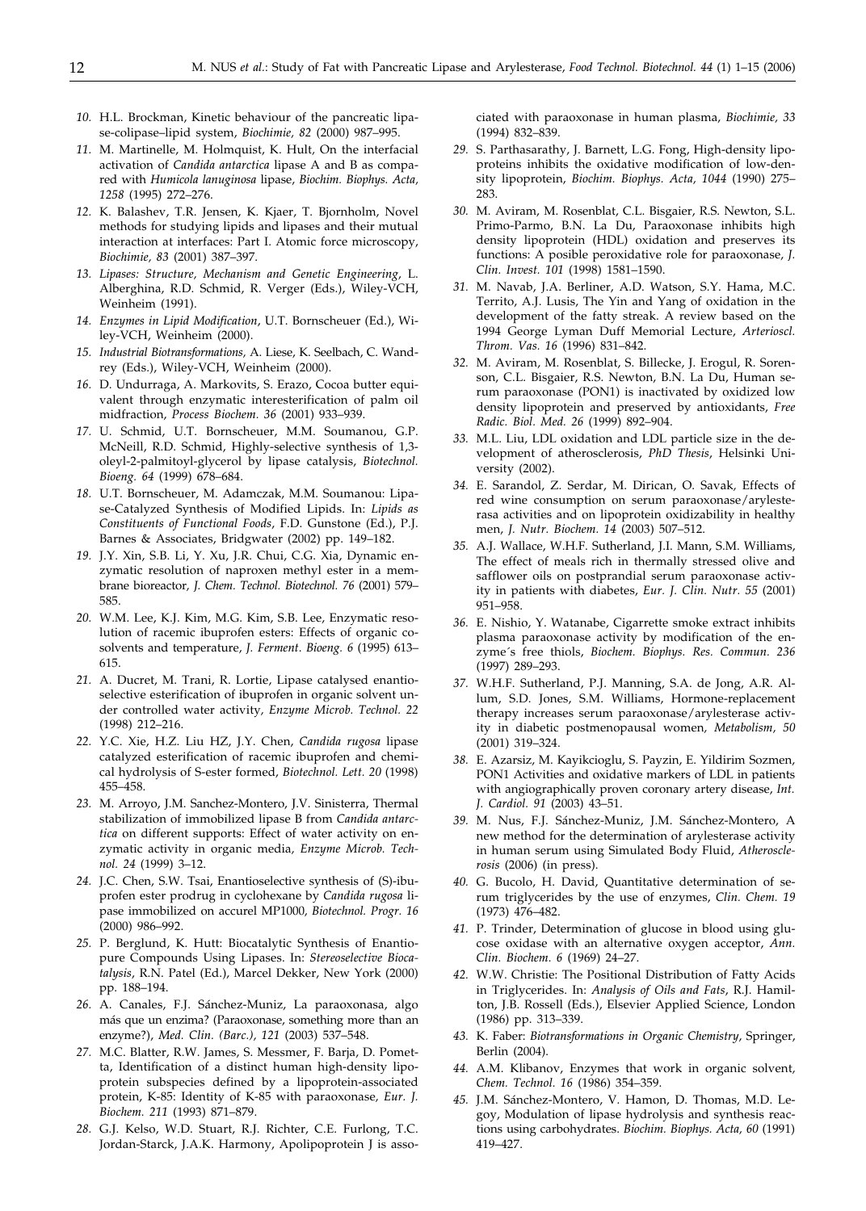10. H.L. Brockman, Kinetic behaviour of the pancreatic lipase-colipase–lipid system, *Biochimie, 82* (2000) 987–995.
11. M. Martinelle, M. Holmquist, K. Hult, On the interfacial activation of *Candida antarctica* lipase A and B as compared with *Humicola lanuginosa* lipase, *Biochim. Biophys. Acta, 1258* (1995) 272–276.
12. K. Balashev, T.R. Jensen, K. Kjaer, T. Bjornholm, Novel methods for studying lipids and lipases and their mutual interaction at interfaces: Part I. Atomic force microscopy, *Biochimie, 83* (2001) 387–397.
13. *Lipases: Structure, Mechanism and Genetic Engineering*, L. Alberghina, R.D. Schmid, R. Verger (Eds.), Wiley-VCH, Weinheim (1991).
14. *Enzymes in Lipid Modification*, U.T. Bornscheuer (Ed.), Wiley-VCH, Weinheim (2000).
15. *Industrial Biotransformations*, A. Liese, K. Seelbach, C. Wandrey (Eds.), Wiley-VCH, Weinheim (2000).
16. D. Undurraga, A. Markovits, S. Erazo, Cocoa butter equivalent through enzymatic interesterification of palm oil midfraction, *Process Biochem. 36* (2001) 933–939.
17. U. Schmid, U.T. Bornscheuer, M.M. Soumanou, G.P. McNeill, R.D. Schmid, Highly-selective synthesis of 1,3-oleyl-2-palmitoyl-glycerol by lipase catalysis, *Biotechnol. Bioeng. 64* (1999) 678–684.
18. U.T. Bornscheuer, M. Adamczak, M.M. Soumanou: Lipase-Catalyzed Synthesis of Modified Lipids. In: *Lipids as Constituents of Functional Foods*, F.D. Gunstone (Ed.), P.J. Barnes & Associates, Bridgwater (2002) pp. 149–182.
19. J.Y. Xin, S.B. Li, Y. Xu, J.R. Chui, C.G. Xia, Dynamic enzymatic resolution of naproxen methyl ester in a membrane bioreactor, *J. Chem. Technol. Biotechnol. 76* (2001) 579–585.
20. W.M. Lee, K.J. Kim, M.G. Kim, S.B. Lee, Enzymatic resolution of racemic ibuprofen esters: Effects of organic cosolvents and temperature, *J. Ferment. Bioeng. 6* (1995) 613–615.
21. A. Ducret, M. Trani, R. Lortie, Lipase catalysed enantioselective esterification of ibuprofen in organic solvent under controlled water activity, *Enzyme Microb. Technol. 22* (1998) 212–216.
22. Y.C. Xie, H.Z. Liu HZ, J.Y. Chen, *Candida rugosa* lipase catalyzed esterification of racemic ibuprofen and chemical hydrolysis of S-ester formed, *Biotechnol. Lett. 20* (1998) 455–458.
23. M. Arroyo, J.M. Sanchez-Montero, J.V. Sinisterra, Thermal stabilization of immobilized lipase B from *Candida antarctica* on different supports: Effect of water activity on enzymatic activity in organic media, *Enzyme Microb. Technol. 24* (1999) 3–12.
24. J.C. Chen, S.W. Tsai, Enantioselective synthesis of (S)-ibuprofen ester prodrug in cyclohexane by *Candida rugosa* lipase immobilized on accurel MP1000, *Biotechnol. Progr. 16* (2000) 986–992.
25. P. Berglund, K. Hutt: Biocatalytic Synthesis of Enantiopure Compounds Using Lipases. In: *Stereoselective Biocatalysis*, R.N. Patel (Ed.), Marcel Dekker, New York (2000) pp. 188–194.
26. A. Canales, F.J. Sánchez-Muniz, La paraoxonasa, algo más que un enzima? (Paraoxonase, something more than an enzyme?), *Med. Clin. (Barc.), 121* (2003) 537–548.
27. M.C. Blatter, R.W. James, S. Messmer, F. Barja, D. Pometta, Identification of a distinct human high-density lipoprotein subspecies defined by a lipoprotein-associated protein, K-85: Identity of K-85 with paraoxonase, *Eur. J. Biochem. 211* (1993) 871–879.
28. G.J. Kelso, W.D. Stuart, R.J. Richter, C.E. Furlong, T.C. Jordan-Starck, J.A.K. Harmony, Apolipoprotein J is associated with paraoxonase in human plasma, *Biochimie, 33* (1994) 832–839.
29. S. Parthasarathy, J. Barnett, L.G. Fong, High-density lipoproteins inhibits the oxidative modification of low-density lipoprotein, *Biochim. Biophys. Acta, 1044* (1990) 275–283.
30. M. Aviram, M. Rosenblat, C.L. Bisgaier, R.S. Newton, S.L. Primo-Parmo, B.N. La Du, Paraoxonase inhibits high density lipoprotein (HDL) oxidation and preserves its functions: A posible peroxidative role for paraoxonase, *J. Clin. Invest. 101* (1998) 1581–1590.
31. M. Navab, J.A. Berliner, A.D. Watson, S.Y. Hama, M.C. Territo, A.J. Lusis, The Yin and Yang of oxidation in the development of the fatty streak. A review based on the 1994 George Lyman Duff Memorial Lecture, *Arterioscl. Throm. Vas. 16* (1996) 831–842.
32. M. Aviram, M. Rosenblat, S. Billecke, J. Erogul, R. Sorenson, C.L. Bisgaier, R.S. Newton, B.N. La Du, Human serum paraoxonase (PON1) is inactivated by oxidized low density lipoprotein and preserved by antioxidants, *Free Radic. Biol. Med. 26* (1999) 892–904.
33. M.L. Liu, LDL oxidation and LDL particle size in the development of atherosclerosis, *PhD Thesis*, Helsinki University (2002).
34. E. Sarandol, Z. Serdar, M. Dirican, O. Savak, Effects of red wine consumption on serum paraoxonase/arylesterasa activities and on lipoprotein oxidizability in healthy men, *J. Nutr. Biochem. 14* (2003) 507–512.
35. A.J. Wallace, W.H.F. Sutherland, J.I. Mann, S.M. Williams, The effect of meals rich in thermally stressed olive and safflower oils on postprandial serum paraoxonase activity in patients with diabetes, *Eur. J. Clin. Nutr. 55* (2001) 951–958.
36. E. Nishio, Y. Watanabe, Cigarette smoke extract inhibits plasma paraoxonase activity by modification of the enzyme´s free thiols, *Biochem. Biophys. Res. Commun. 236* (1997) 289–293.
37. W.H.F. Sutherland, P.J. Manning, S.A. de Jong, A.R. Allum, S.D. Jones, S.M. Williams, Hormone-replacement therapy increases serum paraoxonase/arylesterase activity in diabetic postmenopausal women, *Metabolism, 50* (2001) 319–324.
38. E. Azarsiz, M. Kayikcioglu, S. Payzin, E. Yildirim Sozmen, PON1 Activities and oxidative markers of LDL in patients with angiographically proven coronary artery disease, *Int. J. Cardiol. 91* (2003) 43–51.
39. M. Nus, F.J. Sánchez-Muniz, J.M. Sánchez-Montero, A new method for the determination of arylesterase activity in human serum using Simulated Body Fluid, *Atherosclerosis* (2006) (in press).
40. G. Bucolo, H. David, Quantitative determination of serum triglycerides by the use of enzymes, *Clin. Chem. 19* (1973) 476–482.
41. P. Trinder, Determination of glucose in blood using glucose oxidase with an alternative oxygen acceptor, *Ann. Clin. Biochem. 6* (1969) 24–27.
42. W.W. Christie: The Positional Distribution of Fatty Acids in Triglycerides. In: *Analysis of Oils and Fats*, R.J. Hamilton, J.B. Rossell (Eds.), Elsevier Applied Science, London (1986) pp. 313–339.
43. K. Faber: *Biotransformations in Organic Chemistry*, Springer, Berlin (2004).
44. A.M. Klibanov, Enzymes that work in organic solvent, *Chem. Technol. 16* (1986) 354–359.
45. J.M. Sánchez-Montero, V. Hamon, D. Thomas, M.D. Legoy, Modulation of lipase hydrolysis and synthesis reactions using carbohydrates. *Biochim. Biophys. Acta, 60* (1991) 419–427.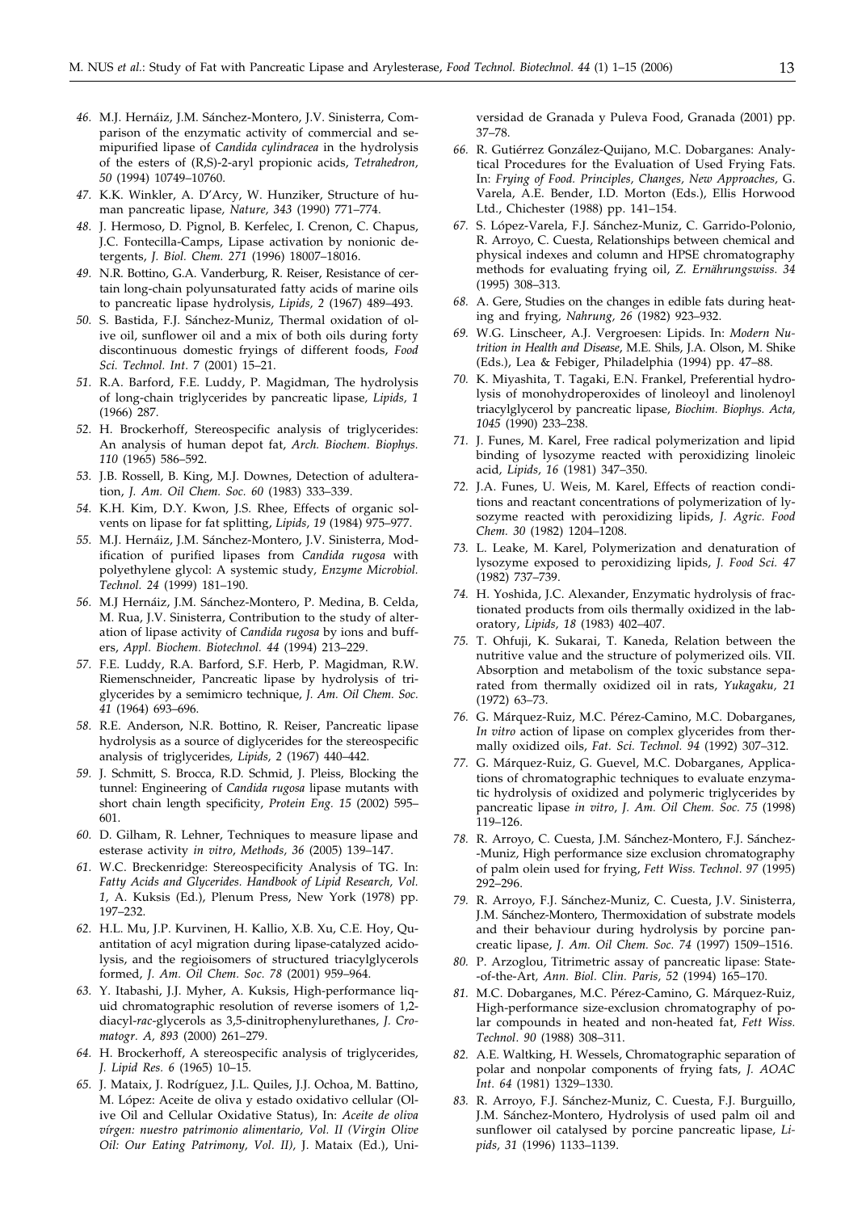46. M.J. Hernáiz, J.M. Sánchez-Montero, J.V. Sinisterra, Comparison of the enzymatic activity of commercial and semipurified lipase of *Candida cylindracea* in the hydrolysis of the esters of (R,S)-2-aryl propionic acids, *Tetrahedron, 50* (1994) 10749–10760.
47. K.K. Winkler, A. D'Arcy, W. Hunziker, Structure of human pancreatic lipase, *Nature, 343* (1990) 771–774.
48. J. Hermoso, D. Pignol, B. Kerfelec, I. Crenon, C. Chapus, J.C. Fontecilla-Camps, Lipase activation by nonionic detergents, *J. Biol. Chem. 271* (1996) 18007–18016.
49. N.R. Bottino, G.A. Vanderburg, R. Reiser, Resistance of certain long-chain polyunsaturated fatty acids of marine oils to pancreatic lipase hydrolysis, *Lipids, 2* (1967) 489–493.
50. S. Bastida, F.J. Sánchez-Muniz, Thermal oxidation of olive oil, sunflower oil and a mix of both oils during forty discontinuous domestic fryings of different foods, *Food Sci. Technol. Int.* 7 (2001) 15–21.
51. R.A. Barford, F.E. Luddy, P. Magidman, The hydrolysis of long-chain triglycerides by pancreatic lipase, *Lipids, 1* (1966) 287.
52. H. Brockerhoff, Stereospecific analysis of triglycerides: An analysis of human depot fat, *Arch. Biochem. Biophys. 110* (1965) 586–592.
53. J.B. Rossell, B. King, M.J. Downes, Detection of adulteration, *J. Am. Oil Chem. Soc. 60* (1983) 333–339.
54. K.H. Kim, D.Y. Kwon, J.S. Rhee, Effects of organic solvents on lipase for fat splitting, *Lipids, 19* (1984) 975–977.
55. M.J. Hernáiz, J.M. Sánchez-Montero, J.V. Sinisterra, Modification of purified lipases from *Candida rugosa* with polyethylene glycol: A systemic study, *Enzyme Microbiol. Technol. 24* (1999) 181–190.
56. M.J Hernáiz, J.M. Sánchez-Montero, P. Medina, B. Celda, M. Rua, J.V. Sinisterra, Contribution to the study of alteration of lipase activity of *Candida rugosa* by ions and buffers, *Appl. Biochem. Biotechnol. 44* (1994) 213–229.
57. F.E. Luddy, R.A. Barford, S.F. Herb, P. Magidman, R.W. Riemenschneider, Pancreatic lipase by hydrolysis of triglycerides by a semimicro technique, *J. Am. Oil Chem. Soc. 41* (1964) 693–696.
58. R.E. Anderson, N.R. Bottino, R. Reiser, Pancreatic lipase hydrolysis as a source of diglycerides for the stereospecific analysis of triglycerides, *Lipids, 2* (1967) 440–442.
59. J. Schmitt, S. Brocca, R.D. Schmid, J. Pleiss, Blocking the tunnel: Engineering of *Candida rugosa* lipase mutants with short chain length specificity, *Protein Eng. 15* (2002) 595–601.
60. D. Gilham, R. Lehner, Techniques to measure lipase and esterase activity *in vitro*, *Methods, 36* (2005) 139–147.
61. W.C. Breckenridge: Stereospecificity Analysis of TG. In: *Fatty Acids and Glycerides. Handbook of Lipid Research, Vol. 1*, A. Kuksis (Ed.), Plenum Press, New York (1978) pp. 197–232.
62. H.L. Mu, J.P. Kurvinen, H. Kallio, X.B. Xu, C.E. Hoy, Quantitation of acyl migration during lipase-catalyzed acidolysis, and the regioisomers of structured triacylglycerols formed, *J. Am. Oil Chem. Soc. 78* (2001) 959–964.
63. Y. Itabashi, J.J. Myher, A. Kuksis, High-performance liquid chromatographic resolution of reverse isomers of 1,2-diacyl-*rac*-glycerols as 3,5-dinitrophenylurethanes, *J. Cromatogr. A, 893* (2000) 261–279.
64. H. Brockerhoff, A stereospecific analysis of triglycerides, *J. Lipid Res. 6* (1965) 10–15.
65. J. Mataix, J. Rodríguez, J.L. Quiles, J.J. Ochoa, M. Battino, M. López: Aceite de oliva y estado oxidativo cellular (Olive Oil and Cellular Oxidative Status), In: *Aceite de oliva vírgen: nuestro patrimonio alimentario, Vol. II (Virgin Olive Oil: Our Eating Patrimony, Vol. II)*, J. Mataix (Ed.), Universidad de Granada y Puleva Food, Granada (2001) pp. 37–78.
66. R. Gutiérrez González-Quijano, M.C. Dobarganes: Analytical Procedures for the Evaluation of Used Frying Fats. In: *Frying of Food. Principles, Changes, New Approaches,* G. Varela, A.E. Bender, I.D. Morton (Eds.), Ellis Horwood Ltd., Chichester (1988) pp. 141–154.
67. S. López-Varela, F.J. Sánchez-Muniz, C. Garrido-Polonio, R. Arroyo, C. Cuesta, Relationships between chemical and physical indexes and column and HPSE chromatography methods for evaluating frying oil, *Z. Ernährungswiss. 34* (1995) 308–313.
68. A. Gere, Studies on the changes in edible fats during heating and frying, *Nahrung, 26* (1982) 923–932.
69. W.G. Linscheer, A.J. Vergroesen: Lipids. In: *Modern Nutrition in Health and Disease*, M.E. Shils, J.A. Olson, M. Shike (Eds.), Lea & Febiger, Philadelphia (1994) pp. 47–88.
70. K. Miyashita, T. Tagaki, E.N. Frankel, Preferential hydrolysis of monohydroperoxides of linoleoyl and linolenoyl triacylglycerol by pancreatic lipase, *Biochim. Biophys. Acta, 1045* (1990) 233–238.
71. J. Funes, M. Karel, Free radical polymerization and lipid binding of lysozyme reacted with peroxidizing linoleic acid, *Lipids, 16* (1981) 347–350.
72. J.A. Funes, U. Weis, M. Karel, Effects of reaction conditions and reactant concentrations of polymerization of lysozyme reacted with peroxidizing lipids, *J. Agric. Food Chem. 30* (1982) 1204–1208.
73. L. Leake, M. Karel, Polymerization and denaturation of lysozyme exposed to peroxidizing lipids, *J. Food Sci. 47* (1982) 737–739.
74. H. Yoshida, J.C. Alexander, Enzymatic hydrolysis of fractionated products from oils thermally oxidized in the laboratory, *Lipids, 18* (1983) 402–407.
75. T. Ohfuji, K. Sukarai, T. Kaneda, Relation between the nutritive value and the structure of polymerized oils. VII. Absorption and metabolism of the toxic substance separated from thermally oxidized oil in rats, *Yukagaku, 21* (1972) 63–73.
76. G. Márquez-Ruiz, M.C. Pérez-Camino, M.C. Dobarganes, *In vitro* action of lipase on complex glycerides from thermally oxidized oils, *Fat. Sci. Technol. 94* (1992) 307–312.
77. G. Márquez-Ruiz, G. Guevel, M.C. Dobarganes, Applications of chromatographic techniques to evaluate enzymatic hydrolysis of oxidized and polymeric triglycerides by pancreatic lipase *in vitro*, *J. Am. Oil Chem. Soc. 75* (1998) 119–126.
78. R. Arroyo, C. Cuesta, J.M. Sánchez-Montero, F.J. Sánchez-Muniz, High performance size exclusion chromatography of palm olein used for frying, *Fett Wiss. Technol. 97* (1995) 292–296.
79. R. Arroyo, F.J. Sánchez-Muniz, C. Cuesta, J.V. Sinisterra, J.M. Sánchez-Montero, Thermoxidation of substrate models and their behaviour during hydrolysis by porcine pancreatic lipase, *J. Am. Oil Chem. Soc. 74* (1997) 1509–1516.
80. P. Arzoglou, Titrimetric assay of pancreatic lipase: State-of-the-Art, *Ann. Biol. Clin. Paris, 52* (1994) 165–170.
81. M.C. Dobarganes, M.C. Pérez-Camino, G. Márquez-Ruiz, High-performance size-exclusion chromatography of polar compounds in heated and non-heated fat, *Fett Wiss. Technol*. *90* (1988) 308–311.
82. A.E. Waltking, H. Wessels, Chromatographic separation of polar and nonpolar components of frying fats, *J. AOAC Int*. *64* (1981) 1329–1330.
83. R. Arroyo, F.J. Sánchez-Muniz, C. Cuesta, F.J. Burguillo, J.M. Sánchez-Montero, Hydrolysis of used palm oil and sunflower oil catalysed by porcine pancreatic lipase, *Lipids, 31* (1996) 1133–1139.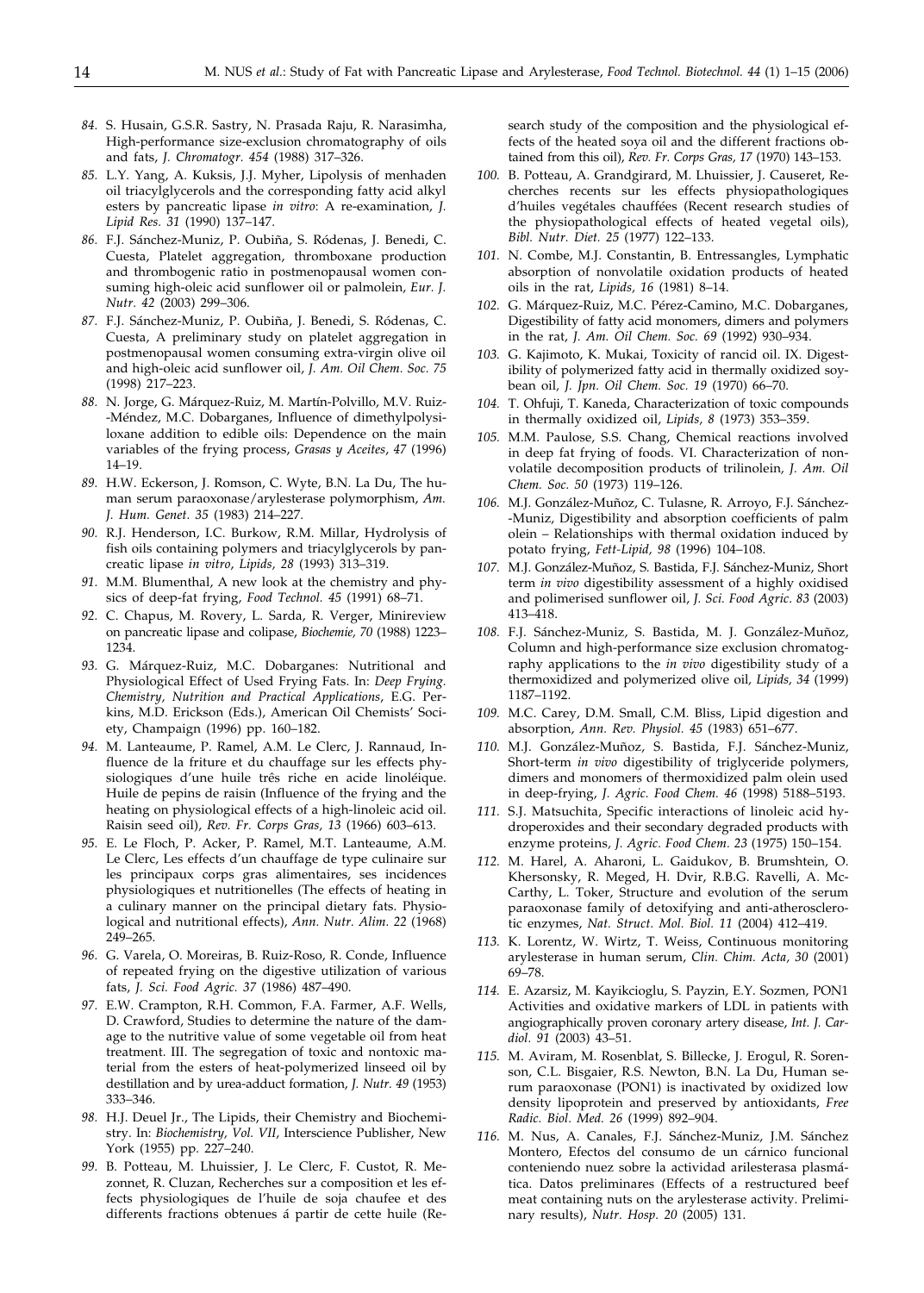84. S. Husain, G.S.R. Sastry, N. Prasada Raju, R. Narasimha, High-performance size-exclusion chromatography of oils and fats, *J. Chromatogr. 454* (1988) 317–326.

85. L.Y. Yang, A. Kuksis, J.J. Myher, Lipolysis of menhaden oil triacylglycerols and the corresponding fatty acid alkyl esters by pancreatic lipase *in vitro*: A re-examination, *J. Lipid Res. 31* (1990) 137–147.

86. F.J. Sánchez-Muniz, P. Oubiña, S. Ródenas, J. Benedi, C. Cuesta, Platelet aggregation, thromboxane production and thrombogenic ratio in postmenopausal women consuming high-oleic acid sunflower oil or palmolein, *Eur. J. Nutr. 42* (2003) 299–306.

87. F.J. Sánchez-Muniz, P. Oubiña, J. Benedi, S. Ródenas, C. Cuesta, A preliminary study on platelet aggregation in postmenopausal women consuming extra-virgin olive oil and high-oleic acid sunflower oil, *J. Am. Oil Chem. Soc. 75* (1998) 217–223.

88. N. Jorge, G. Márquez-Ruiz, M. Martín-Polvillo, M.V. Ruiz-Méndez, M.C. Dobarganes, Influence of dimethylpolysiloxane addition to edible oils: Dependence on the main variables of the frying process, *Grasas y Aceites*, *47* (1996) 14–19.

89. H.W. Eckerson, J. Romson, C. Wyte, B.N. La Du, The human serum paraoxonase/arylesterase polymorphism, *Am. J. Hum. Genet. 35* (1983) 214–227.

90. R.J. Henderson, I.C. Burkow, R.M. Millar, Hydrolysis of fish oils containing polymers and triacylglycerols by pancreatic lipase *in vitro*, *Lipids, 28* (1993) 313–319.

91. M.M. Blumenthal, A new look at the chemistry and physics of deep-fat frying, *Food Technol. 45* (1991) 68–71.

92. C. Chapus, M. Rovery, L. Sarda, R. Verger, Minireview on pancreatic lipase and colipase, *Biochemie, 70* (1988) 1223–1234.

93. G. Márquez-Ruiz, M.C. Dobarganes: Nutritional and Physiological Effect of Used Frying Fats. In: *Deep Frying. Chemistry, Nutrition and Practical Applications*, E.G. Perkins, M.D. Erickson (Eds.), American Oil Chemists' Society, Champaign (1996) pp. 160–182.

94. M. Lanteaume, P. Ramel, A.M. Le Clerc, J. Rannaud, Influence de la friture et du chauffage sur les effects physiologiques d'une huile três riche en acide linoléique. Huile de pepins de raisin (Influence of the frying and the heating on physiological effects of a high-linoleic acid oil. Raisin seed oil), *Rev. Fr. Corps Gras, 13* (1966) 603–613.

95. E. Le Floch, P. Acker, P. Ramel, M.T. Lanteaume, A.M. Le Clerc, Les effects d'un chauffage de type culinaire sur les principaux corps gras alimentaires, ses incidences physiologiques et nutritionelles (The effects of heating in a culinary manner on the principal dietary fats. Physiological and nutritional effects), *Ann. Nutr. Alim. 22* (1968) 249–265.

96. G. Varela, O. Moreiras, B. Ruiz-Roso, R. Conde, Influence of repeated frying on the digestive utilization of various fats, *J. Sci. Food Agric. 37* (1986) 487–490.

97. E.W. Crampton, R.H. Common, F.A. Farmer, A.F. Wells, D. Crawford, Studies to determine the nature of the damage to the nutritive value of some vegetable oil from heat treatment. III. The segregation of toxic and nontoxic material from the esters of heat-polymerized linseed oil by destillation and by urea-adduct formation, *J. Nutr. 49* (1953) 333–346.

98. H.J. Deuel Jr., The Lipids, their Chemistry and Biochemistry. In: *Biochemistry, Vol. VII*, Interscience Publisher, New York (1955) pp. 227–240.

99. B. Potteau, M. Lhuissier, J. Le Clerc, F. Custot, R. Mezonnet, R. Cluzan, Recherches sur a composition et les effects physiologiques de l'huile de soja chaufee et des differents fractions obtenues á partir de cette huile (Research study of the composition and the physiological effects of the heated soya oil and the different fractions obtained from this oil), *Rev. Fr. Corps Gras, 17* (1970) 143–153.

100. B. Potteau, A. Grandgirard, M. Lhuissier, J. Causeret, Recherches recents sur les effects physiopathologiques d'huiles vegétales chauffées (Recent research studies of the physiopathological effects of heated vegetal oils), *Bibl. Nutr. Diet. 25* (1977) 122–133.

101. N. Combe, M.J. Constantin, B. Entressangles, Lymphatic absorption of nonvolatile oxidation products of heated oils in the rat, *Lipids, 16* (1981) 8–14.

102. G. Márquez-Ruiz, M.C. Pérez-Camino, M.C. Dobarganes, Digestibility of fatty acid monomers, dimers and polymers in the rat, *J. Am. Oil Chem. Soc. 69* (1992) 930–934.

103. G. Kajimoto, K. Mukai, Toxicity of rancid oil. IX. Digestibility of polymerized fatty acid in thermally oxidized soybean oil, *J. Jpn. Oil Chem. Soc. 19* (1970) 66–70.

104. T. Ohfuji, T. Kaneda, Characterization of toxic compounds in thermally oxidized oil, *Lipids*, *8* (1973) 353–359.

105. M.M. Paulose, S.S. Chang, Chemical reactions involved in deep fat frying of foods. VI. Characterization of nonvolatile decomposition products of trilinolein, *J. Am. Oil Chem. Soc. 50* (1973) 119–126.

106. M.J. González-Muñoz, C. Tulasne, R. Arroyo, F.J. Sánchez-Muniz, Digestibility and absorption coefficients of palm olein – Relationships with thermal oxidation induced by potato frying, *Fett-Lipid, 98* (1996) 104–108.

107. M.J. González-Muñoz, S. Bastida, F.J. Sánchez-Muniz, Short term *in vivo* digestibility assessment of a highly oxidised and polimerised sunflower oil, *J. Sci. Food Agric. 83* (2003) 413–418.

108. F.J. Sánchez-Muniz, S. Bastida, M. J. González-Muñoz, Column and high-performance size exclusion chromatography applications to the *in vivo* digestibility study of a thermoxidized and polymerized olive oil, *Lipids, 34* (1999) 1187–1192.

109. M.C. Carey, D.M. Small, C.M. Bliss, Lipid digestion and absorption, *Ann. Rev. Physiol. 45* (1983) 651–677.

110. M.J. González-Muñoz, S. Bastida, F.J. Sánchez-Muniz, Short-term *in vivo* digestibility of triglyceride polymers, dimers and monomers of thermoxidized palm olein used in deep-frying, *J. Agric. Food Chem. 46* (1998) 5188–5193.

111. S.J. Matsuchita, Specific interactions of linoleic acid hydroperoxides and their secondary degraded products with enzyme proteins, *J. Agric. Food Chem. 23* (1975) 150–154.

112. M. Harel, A. Aharoni, L. Gaidukov, B. Brumshtein, O. Khersonsky, R. Meged, H. Dvir, R.B.G. Ravelli, A. McCarthy, L. Toker, Structure and evolution of the serum paraoxonase family of detoxifying and anti-atherosclerotic enzymes, *Nat. Struct. Mol. Biol. 11* (2004) 412–419.

113. K. Lorentz, W. Wirtz, T. Weiss, Continuous monitoring arylesterase in human serum, *Clin. Chim. Acta, 30* (2001) 69–78.

114. E. Azarsiz, M. Kayikcioglu, S. Payzin, E.Y. Sozmen, PON1 Activities and oxidative markers of LDL in patients with angiographically proven coronary artery disease, *Int. J. Cardiol. 91* (2003) 43–51.

115. M. Aviram, M. Rosenblat, S. Billecke, J. Erogul, R. Sorenson, C.L. Bisgaier, R.S. Newton, B.N. La Du, Human serum paraoxonase (PON1) is inactivated by oxidized low density lipoprotein and preserved by antioxidants, *Free Radic. Biol. Med. 26* (1999) 892–904.

116. M. Nus, A. Canales, F.J. Sánchez-Muniz, J.M. Sánchez Montero, Efectos del consumo de un cárnico funcional conteniendo nuez sobre la actividad arilesterasa plasmática. Datos preliminares (Effects of a restructured beef meat containing nuts on the arylesterase activity. Preliminary results), *Nutr. Hosp. 20* (2005) 131.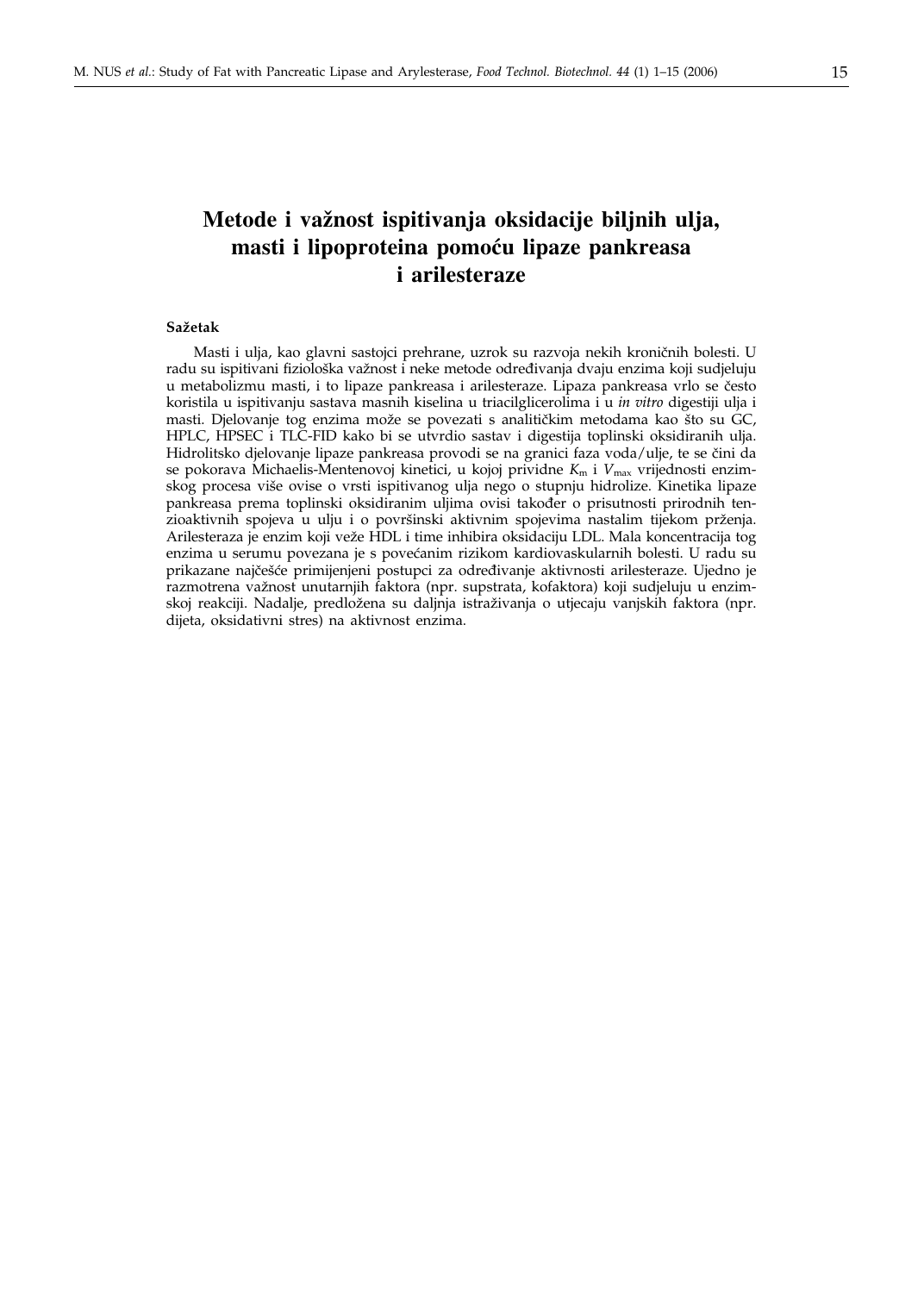# Metode i važnost ispitivanja oksidacije biljnih ulja, masti i lipoproteina pomoću lipaze pankreasa i arilesteraze

**Sažetak**

Masti i ulja, kao glavni sastojci prehrane, uzrok su razvoja nekih kroničnih bolesti. U radu su ispitivani fiziološka važnost i neke metode određivanja dvaju enzima koji sudjeluju u metabolizmu masti, i to lipaze pankreasa i arilesteraze. Lipaza pankreasa vrlo se često koristila u ispitivanju sastava masnih kiselina u triacilglicerolima i u *in vitro* digestiji ulja i masti. Djelovanje tog enzima može se povezati s analitičkim metodama kao što su GC, HPLC, HPSEC i TLC-FID kako bi se utvrdio sastav i digestija toplinski oksidiranih ulja. Hidrolitsko djelovanje lipaze pankreasa provodi se na granici faza voda/ulje, te se čini da se pokorava Michaelis-Mentenovoj kinetici, u kojoj prividne $K_m$ i $V_{max}$ vrijednosti enzimskog procesa više ovise o vrsti ispitivanog ulja nego o stupnju hidrolize. Kinetika lipaze pankreasa prema toplinski oksidiranim uljima ovisi također o prisutnosti prirodnih tenzioaktivnih spojeva u ulju i o površinski aktivnim spojevima nastalim tijekom prženja. Arilesteraza je enzim koji veže HDL i time inhibira oksidaciju LDL. Mala koncentracija tog enzima u serumu povezana je s povećanim rizikom kardiovaskularnih bolesti. U radu su prikazane najčešće primijenjeni postupci za određivanje aktivnosti arilesteraze. Ujedno je razmotrena važnost unutarnjih faktora (npr. supstrata, kofaktora) koji sudjeluju u enzimskoj reakciji. Nadalje, predložena su daljnja istraživanja o utjecaju vanjskih faktora (npr. dijeta, oksidativni stres) na aktivnost enzima.